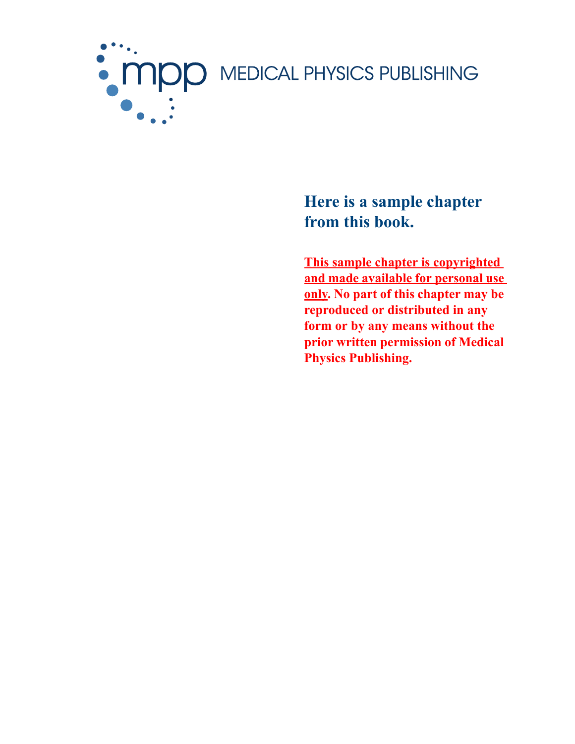mpp MEDICAL PHYSICS PUBLISHING

**Here is a sample chapter from this book.**

**<u>This sample chapter is copyrighted and made available for personal use only</u>. No part of this chapter may be reproduced or distributed in any form or by any means without the prior written permission of Medical Physics Publishing.**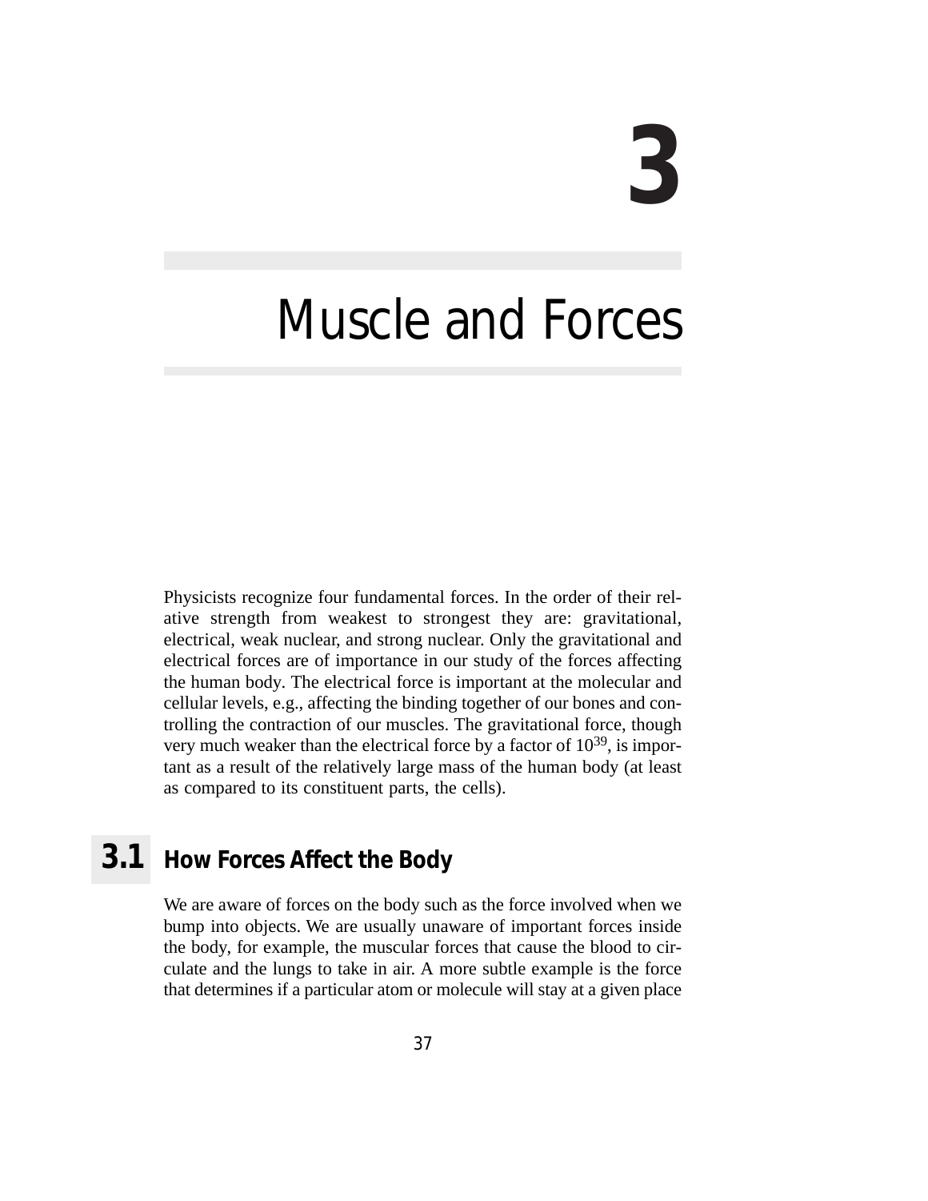# 3

# Muscle and Forces

Physicists recognize four fundamental forces. In the order of their relative strength from weakest to strongest they are: gravitational, electrical, weak nuclear, and strong nuclear. Only the gravitational and electrical forces are of importance in our study of the forces affecting the human body. The electrical force is important at the molecular and cellular levels, e.g., affecting the binding together of our bones and controlling the contraction of our muscles. The gravitational force, though very much weaker than the electrical force by a factor of $10^{39}$, is important as a result of the relatively large mass of the human body (at least as compared to its constituent parts, the cells).

## 3.1 How Forces Affect the Body

We are aware of forces on the body such as the force involved when we bump into objects. We are usually unaware of important forces inside the body, for example, the muscular forces that cause the blood to circulate and the lungs to take in air. A more subtle example is the force that determines if a particular atom or molecule will stay at a given place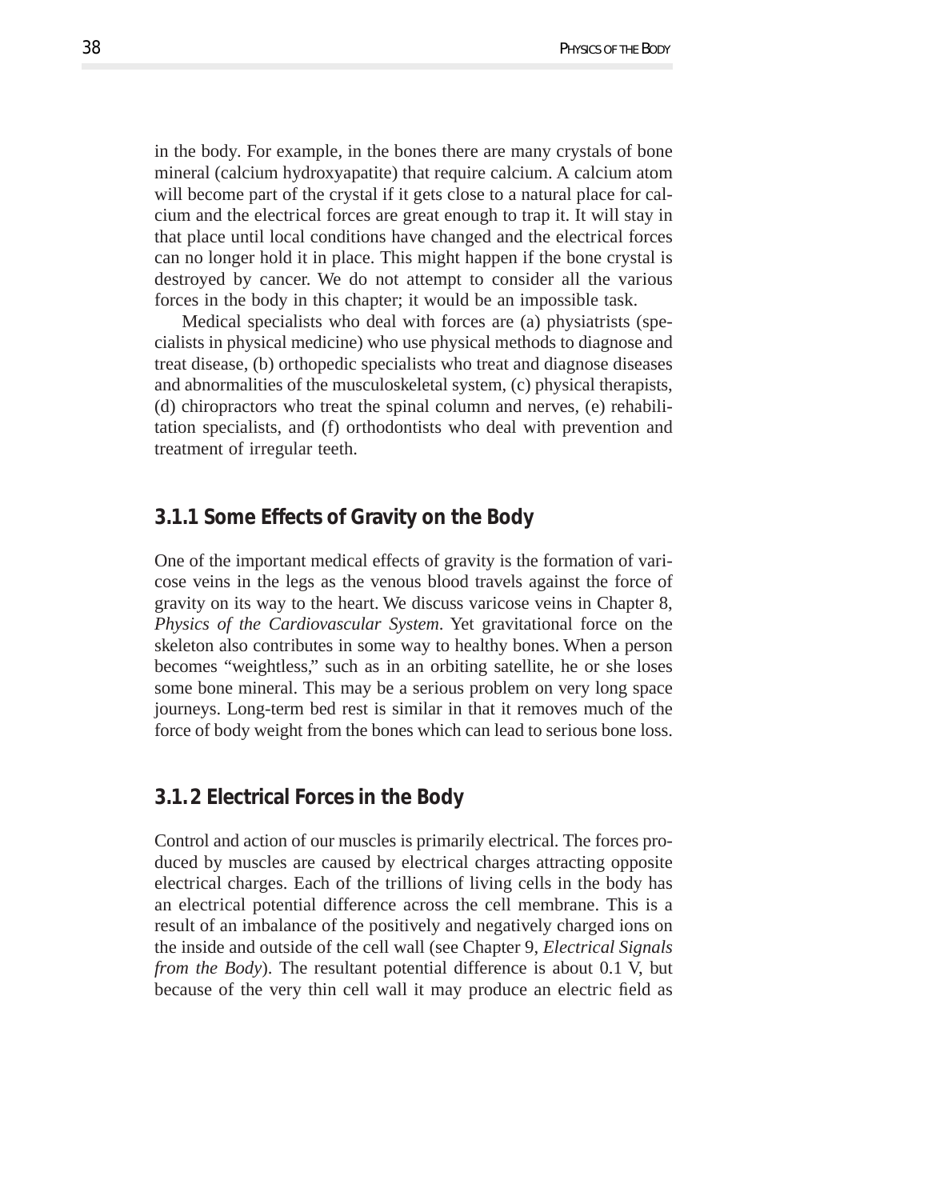in the body. For example, in the bones there are many crystals of bone mineral (calcium hydroxyapatite) that require calcium. A calcium atom will become part of the crystal if it gets close to a natural place for calcium and the electrical forces are great enough to trap it. It will stay in that place until local conditions have changed and the electrical forces can no longer hold it in place. This might happen if the bone crystal is destroyed by cancer. We do not attempt to consider all the various forces in the body in this chapter; it would be an impossible task.

Medical specialists who deal with forces are (a) physiatrists (specialists in physical medicine) who use physical methods to diagnose and treat disease, (b) orthopedic specialists who treat and diagnose diseases and abnormalities of the musculoskeletal system, (c) physical therapists, (d) chiropractors who treat the spinal column and nerves, (e) rehabilitation specialists, and (f) orthodontists who deal with prevention and treatment of irregular teeth.

### 3.1.1 Some Effects of Gravity on the Body

One of the important medical effects of gravity is the formation of varicose veins in the legs as the venous blood travels against the force of gravity on its way to the heart. We discuss varicose veins in Chapter 8, *Physics of the Cardiovascular System*. Yet gravitational force on the skeleton also contributes in some way to healthy bones. When a person becomes "weightless," such as in an orbiting satellite, he or she loses some bone mineral. This may be a serious problem on very long space journeys. Long-term bed rest is similar in that it removes much of the force of body weight from the bones which can lead to serious bone loss.

### 3.1.2 Electrical Forces in the Body

Control and action of our muscles is primarily electrical. The forces produced by muscles are caused by electrical charges attracting opposite electrical charges. Each of the trillions of living cells in the body has an electrical potential difference across the cell membrane. This is a result of an imbalance of the positively and negatively charged ions on the inside and outside of the cell wall (see Chapter 9, *Electrical Signals from the Body*). The resultant potential difference is about 0.1 V, but because of the very thin cell wall it may produce an electric field as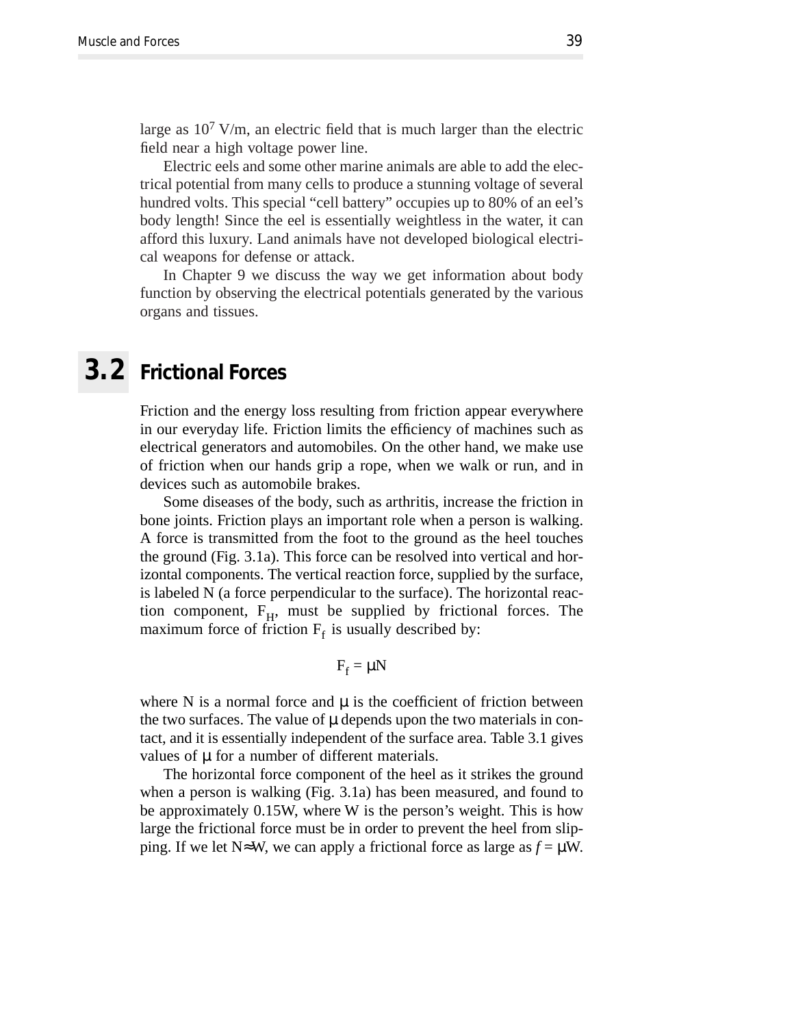large as $10^7$ V/m, an electric field that is much larger than the electric field near a high voltage power line.

Electric eels and some other marine animals are able to add the electrical potential from many cells to produce a stunning voltage of several hundred volts. This special "cell battery" occupies up to 80% of an eel's body length! Since the eel is essentially weightless in the water, it can afford this luxury. Land animals have not developed biological electrical weapons for defense or attack.

In Chapter 9 we discuss the way we get information about body function by observing the electrical potentials generated by the various organs and tissues.

## 3.2 Frictional Forces

Friction and the energy loss resulting from friction appear everywhere in our everyday life. Friction limits the efficiency of machines such as electrical generators and automobiles. On the other hand, we make use of friction when our hands grip a rope, when we walk or run, and in devices such as automobile brakes.

Some diseases of the body, such as arthritis, increase the friction in bone joints. Friction plays an important role when a person is walking. A force is transmitted from the foot to the ground as the heel touches the ground (Fig. 3.1a). This force can be resolved into vertical and horizontal components. The vertical reaction force, supplied by the surface, is labeled N (a force perpendicular to the surface). The horizontal reaction component, $F_H$, must be supplied by frictional forces. The maximum force of friction $F_f$ is usually described by:

$$F_f = \mu N$$

where N is a normal force and $\mu$ is the coefficient of friction between the two surfaces. The value of $\mu$ depends upon the two materials in contact, and it is essentially independent of the surface area. Table 3.1 gives values of $\mu$ for a number of different materials.

The horizontal force component of the heel as it strikes the ground when a person is walking (Fig. 3.1a) has been measured, and found to be approximately 0.15W, where W is the person's weight. This is how large the frictional force must be in order to prevent the heel from slipping. If we let $N \approx W$, we can apply a frictional force as large as $f = \mu W$.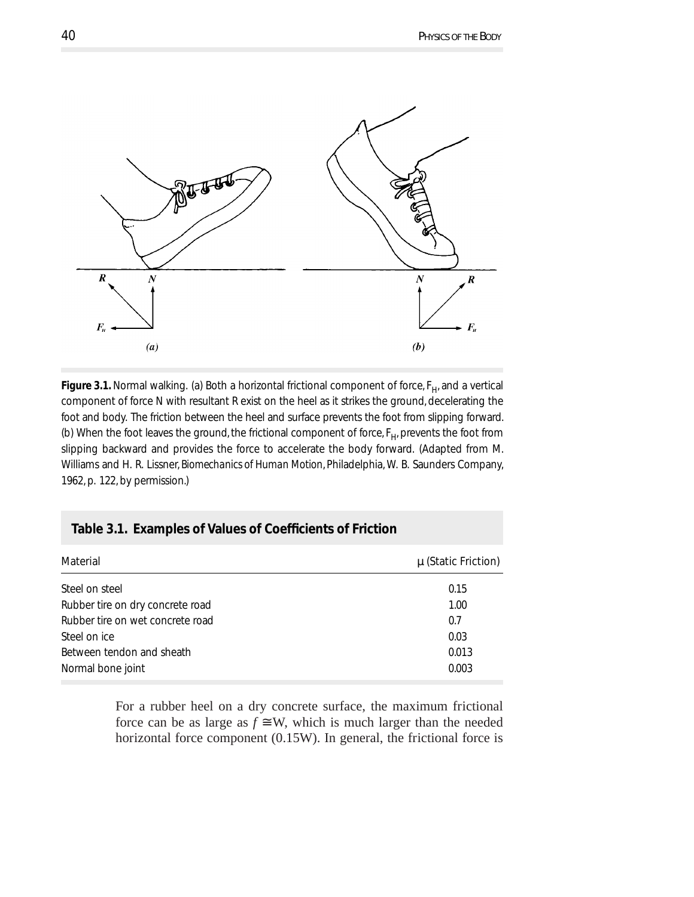R
N
$F_H$
(a)

N
R
$F_H$
(b)

**Figure 3.1.** Normal walking. (a) Both a horizontal frictional component of force, $F_H$, and a vertical component of force N with resultant R exist on the heel as it strikes the ground, decelerating the foot and body. The friction between the heel and surface prevents the foot from slipping forward. (b) When the foot leaves the ground, the frictional component of force, $F_H$, prevents the foot from slipping backward and provides the force to accelerate the body forward. (Adapted from M. Williams and H. R. Lissner, *Biomechanics of Human Motion*, Philadelphia, W. B. Saunders Company, 1962, p. 122, by permission.)

**Table 3.1. Examples of Values of Coefficients of Friction**

| Material | μ (Static Friction) |
|---|---|
| Steel on steel | 0.15 |
| Rubber tire on dry concrete road | 1.00 |
| Rubber tire on wet concrete road | 0.7 |
| Steel on ice | 0.03 |
| Between tendon and sheath | 0.013 |
| Normal bone joint | 0.003 |

For a rubber heel on a dry concrete surface, the maximum frictional force can be as large as $f \cong W$, which is much larger than the needed horizontal force component (0.15W). In general, the frictional force is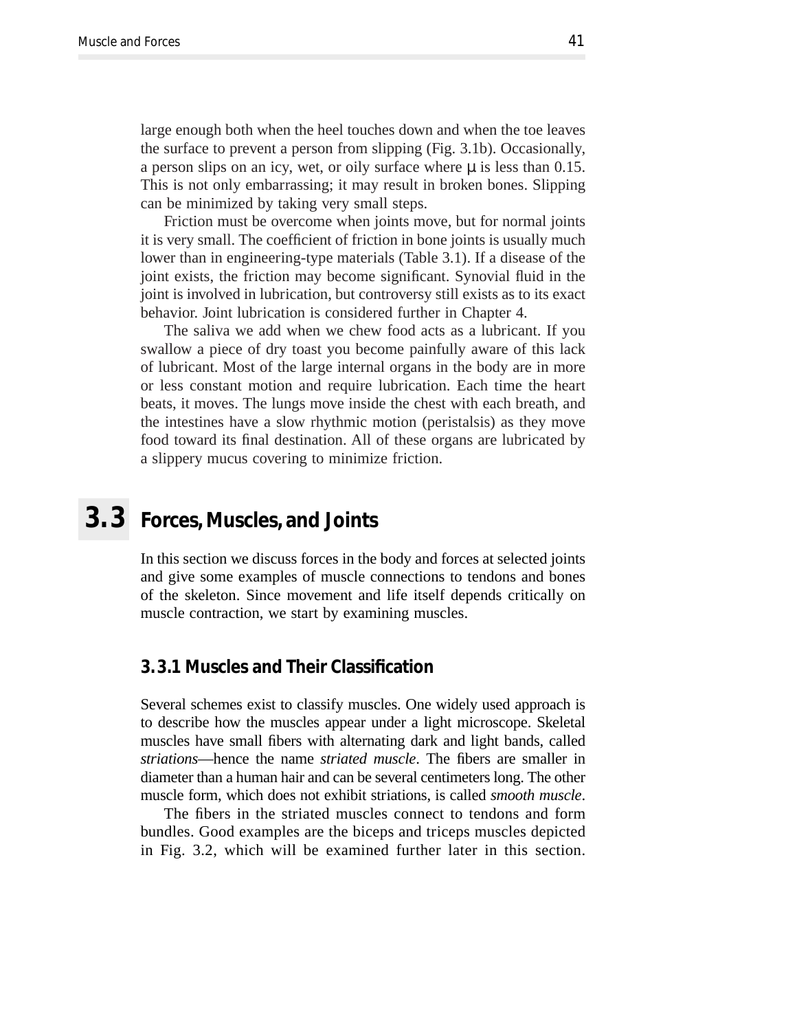large enough both when the heel touches down and when the toe leaves the surface to prevent a person from slipping (Fig. 3.1b). Occasionally, a person slips on an icy, wet, or oily surface where $\mu$ is less than 0.15. This is not only embarrassing; it may result in broken bones. Slipping can be minimized by taking very small steps.

Friction must be overcome when joints move, but for normal joints it is very small. The coefficient of friction in bone joints is usually much lower than in engineering-type materials (Table 3.1). If a disease of the joint exists, the friction may become significant. Synovial fluid in the joint is involved in lubrication, but controversy still exists as to its exact behavior. Joint lubrication is considered further in Chapter 4.

The saliva we add when we chew food acts as a lubricant. If you swallow a piece of dry toast you become painfully aware of this lack of lubricant. Most of the large internal organs in the body are in more or less constant motion and require lubrication. Each time the heart beats, it moves. The lungs move inside the chest with each breath, and the intestines have a slow rhythmic motion (peristalsis) as they move food toward its final destination. All of these organs are lubricated by a slippery mucus covering to minimize friction.

## 3.3 Forces, Muscles, and Joints

In this section we discuss forces in the body and forces at selected joints and give some examples of muscle connections to tendons and bones of the skeleton. Since movement and life itself depends critically on muscle contraction, we start by examining muscles.

### 3.3.1 Muscles and Their Classification

Several schemes exist to classify muscles. One widely used approach is to describe how the muscles appear under a light microscope. Skeletal muscles have small fibers with alternating dark and light bands, called *striations*—hence the name *striated muscle*. The fibers are smaller in diameter than a human hair and can be several centimeters long. The other muscle form, which does not exhibit striations, is called *smooth muscle*.

The fibers in the striated muscles connect to tendons and form bundles. Good examples are the biceps and triceps muscles depicted in Fig. 3.2, which will be examined further later in this section.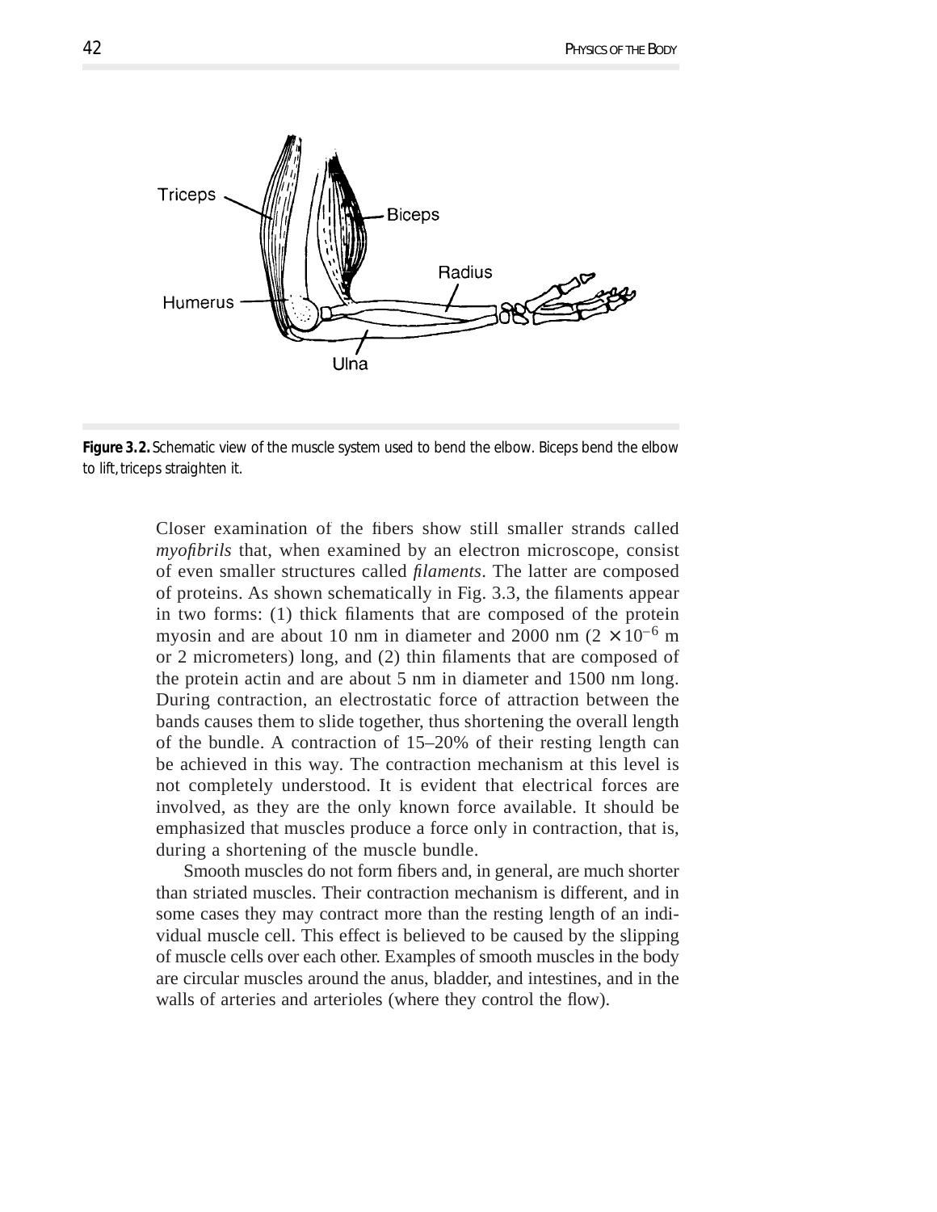Triceps

Biceps

Radius

Humerus

Ulna

**Figure 3.2.** Schematic view of the muscle system used to bend the elbow. Biceps bend the elbow to lift, triceps straighten it.

Closer examination of the fibers show still smaller strands called *myofibrils* that, when examined by an electron microscope, consist of even smaller structures called *filaments*. The latter are composed of proteins. As shown schematically in Fig. 3.3, the filaments appear in two forms: (1) thick filaments that are composed of the protein myosin and are about 10 nm in diameter and 2000 nm ($2 \times 10^{-6}$ m or 2 micrometers) long, and (2) thin filaments that are composed of the protein actin and are about 5 nm in diameter and 1500 nm long. During contraction, an electrostatic force of attraction between the bands causes them to slide together, thus shortening the overall length of the bundle. A contraction of 15–20% of their resting length can be achieved in this way. The contraction mechanism at this level is not completely understood. It is evident that electrical forces are involved, as they are the only known force available. It should be emphasized that muscles produce a force only in contraction, that is, during a shortening of the muscle bundle.

Smooth muscles do not form fibers and, in general, are much shorter than striated muscles. Their contraction mechanism is different, and in some cases they may contract more than the resting length of an individual muscle cell. This effect is believed to be caused by the slipping of muscle cells over each other. Examples of smooth muscles in the body are circular muscles around the anus, bladder, and intestines, and in the walls of arteries and arterioles (where they control the flow).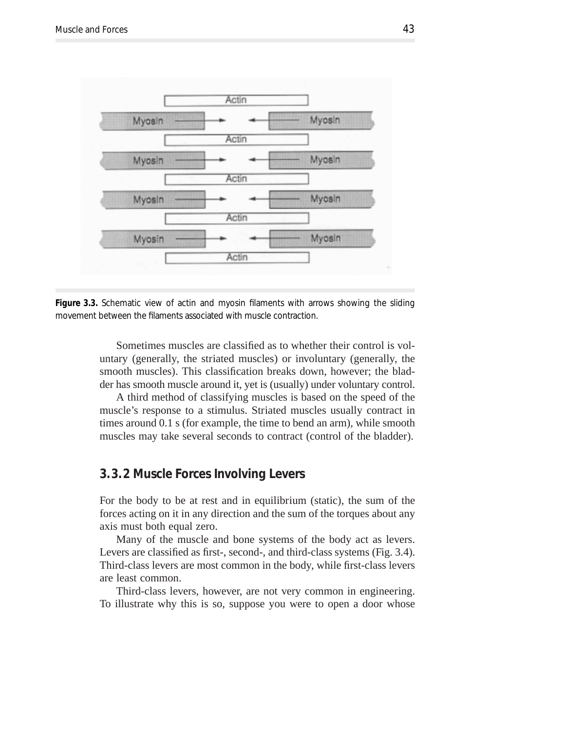Actin

Myosin

Myosin

Actin

Myosin

Myosin

Actin

Myosin

Myosin

Actin

Myosin

Myosin

Actin

**Figure 3.3.** Schematic view of actin and myosin filaments with arrows showing the sliding movement between the filaments associated with muscle contraction.

Sometimes muscles are classified as to whether their control is voluntary (generally, the striated muscles) or involuntary (generally, the smooth muscles). This classification breaks down, however; the bladder has smooth muscle around it, yet is (usually) under voluntary control.

A third method of classifying muscles is based on the speed of the muscle's response to a stimulus. Striated muscles usually contract in times around 0.1 s (for example, the time to bend an arm), while smooth muscles may take several seconds to contract (control of the bladder).

### 3.3.2 Muscle Forces Involving Levers

For the body to be at rest and in equilibrium (static), the sum of the forces acting on it in any direction and the sum of the torques about any axis must both equal zero.

Many of the muscle and bone systems of the body act as levers. Levers are classified as first-, second-, and third-class systems (Fig. 3.4). Third-class levers are most common in the body, while first-class levers are least common.

Third-class levers, however, are not very common in engineering. To illustrate why this is so, suppose you were to open a door whose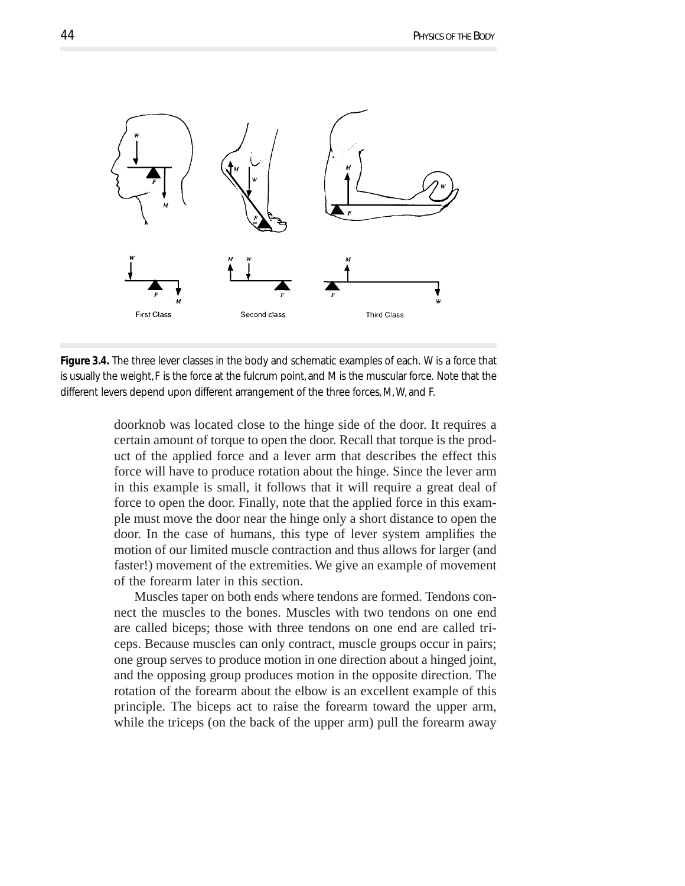W

F

M

M W

F

M

F

W

First Class

Second class

Third Class

**Figure 3.4.** The three lever classes in the body and schematic examples of each. W is a force that is usually the weight, F is the force at the fulcrum point, and M is the muscular force. Note that the different levers depend upon different arrangement of the three forces, M, W, and F.

doorknob was located close to the hinge side of the door. It requires a certain amount of torque to open the door. Recall that torque is the product of the applied force and a lever arm that describes the effect this force will have to produce rotation about the hinge. Since the lever arm in this example is small, it follows that it will require a great deal of force to open the door. Finally, note that the applied force in this example must move the door near the hinge only a short distance to open the door. In the case of humans, this type of lever system amplifies the motion of our limited muscle contraction and thus allows for larger (and faster!) movement of the extremities. We give an example of movement of the forearm later in this section.

Muscles taper on both ends where tendons are formed. Tendons connect the muscles to the bones. Muscles with two tendons on one end are called biceps; those with three tendons on one end are called triceps. Because muscles can only contract, muscle groups occur in pairs; one group serves to produce motion in one direction about a hinged joint, and the opposing group produces motion in the opposite direction. The rotation of the forearm about the elbow is an excellent example of this principle. The biceps act to raise the forearm toward the upper arm, while the triceps (on the back of the upper arm) pull the forearm away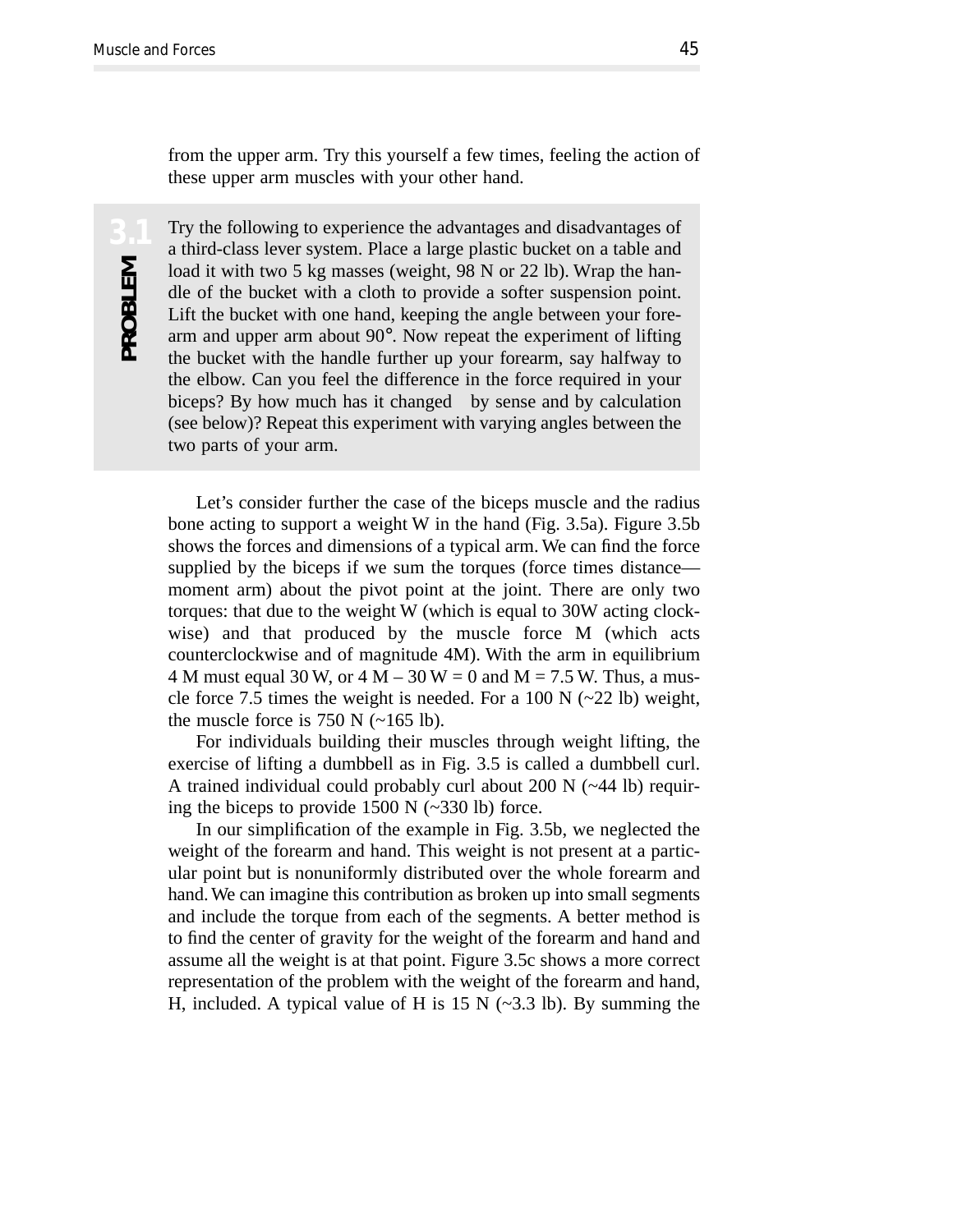from the upper arm. Try this yourself a few times, feeling the action of these upper arm muscles with your other hand.

> **PROBLEM 3.1**
>
> Try the following to experience the advantages and disadvantages of a third-class lever system. Place a large plastic bucket on a table and load it with two 5 kg masses (weight, 98 N or 22 lb). Wrap the handle of the bucket with a cloth to provide a softer suspension point. Lift the bucket with one hand, keeping the angle between your forearm and upper arm about 90°. Now repeat the experiment of lifting the bucket with the handle further up your forearm, say halfway to the elbow. Can you feel the difference in the force required in your biceps? By how much has it changed by sense and by calculation (see below)? Repeat this experiment with varying angles between the two parts of your arm.

Let's consider further the case of the biceps muscle and the radius bone acting to support a weight W in the hand (Fig. 3.5a). Figure 3.5b shows the forces and dimensions of a typical arm. We can find the force supplied by the biceps if we sum the torques (force times distance—moment arm) about the pivot point at the joint. There are only two torques: that due to the weight W (which is equal to 30W acting clockwise) and that produced by the muscle force M (which acts counterclockwise and of magnitude 4M). With the arm in equilibrium 4 M must equal 30 W, or $4\,M - 30\,W = 0$ and $M = 7.5\,W$. Thus, a muscle force 7.5 times the weight is needed. For a 100 N (~22 lb) weight, the muscle force is 750 N (~165 lb).

For individuals building their muscles through weight lifting, the exercise of lifting a dumbbell as in Fig. 3.5 is called a dumbbell curl. A trained individual could probably curl about 200 N (~44 lb) requiring the biceps to provide 1500 N (~330 lb) force.

In our simplification of the example in Fig. 3.5b, we neglected the weight of the forearm and hand. This weight is not present at a particular point but is nonuniformly distributed over the whole forearm and hand. We can imagine this contribution as broken up into small segments and include the torque from each of the segments. A better method is to find the center of gravity for the weight of the forearm and hand and assume all the weight is at that point. Figure 3.5c shows a more correct representation of the problem with the weight of the forearm and hand, H, included. A typical value of H is 15 N (~3.3 lb). By summing the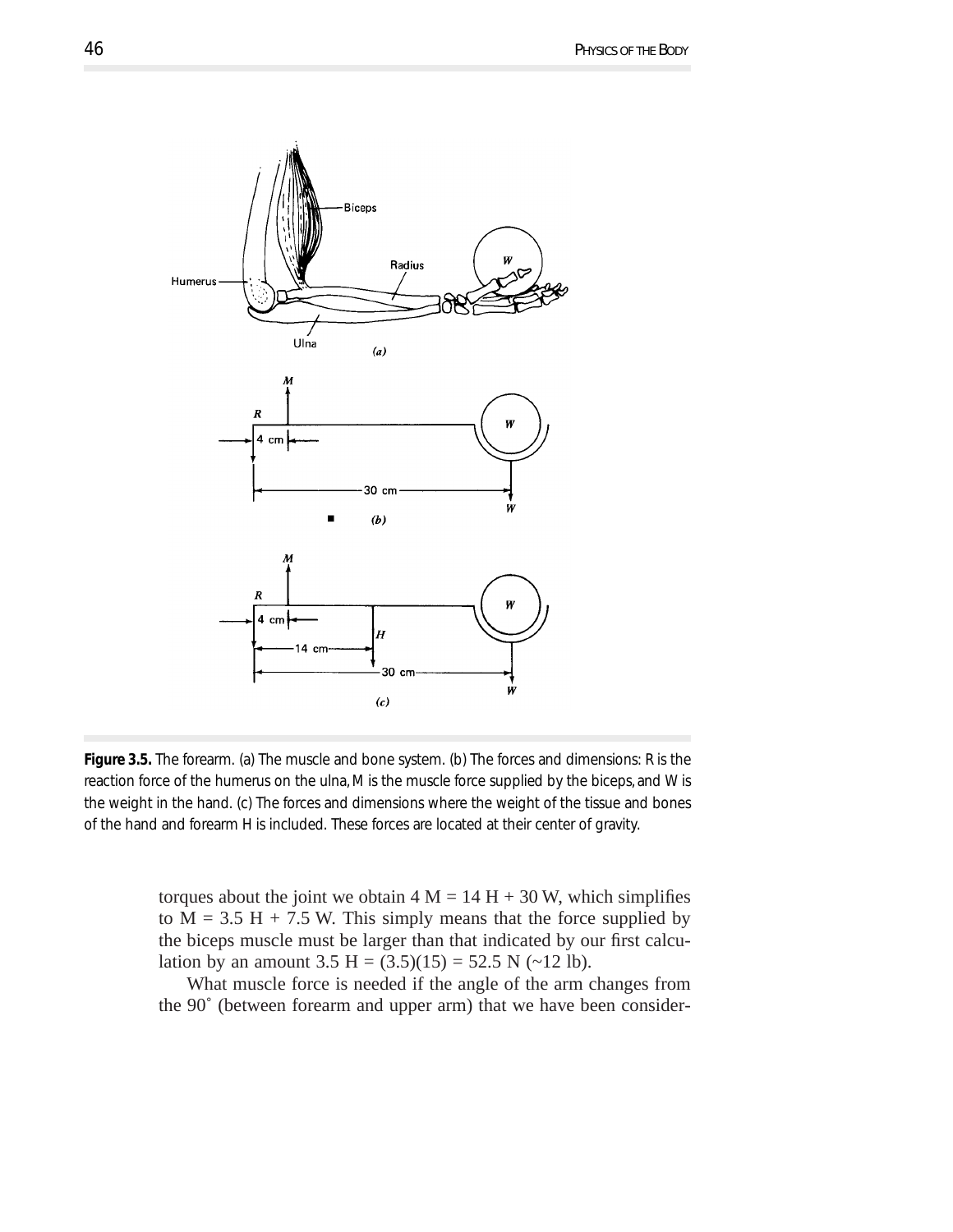Biceps

Radius

Humerus

Ulna

*(a)*

*M*

*R*

4 cm

30 cm

*W*

*W*

*(b)*

*M*

*R*

4 cm

*H*

14 cm

30 cm

*W*

*W*

*(c)*

**Figure 3.5.** The forearm. (a) The muscle and bone system. (b) The forces and dimensions: R is the reaction force of the humerus on the ulna, M is the muscle force supplied by the biceps, and W is the weight in the hand. (c) The forces and dimensions where the weight of the tissue and bones of the hand and forearm H is included. These forces are located at their center of gravity.

torques about the joint we obtain $4\,M = 14\,H + 30\,W$, which simplifies to $M = 3.5\,H + 7.5\,W$. This simply means that the force supplied by the biceps muscle must be larger than that indicated by our first calculation by an amount $3.5\,H = (3.5)(15) = 52.5$ N (~12 lb).

What muscle force is needed if the angle of the arm changes from the 90° (between forearm and upper arm) that we have been consider-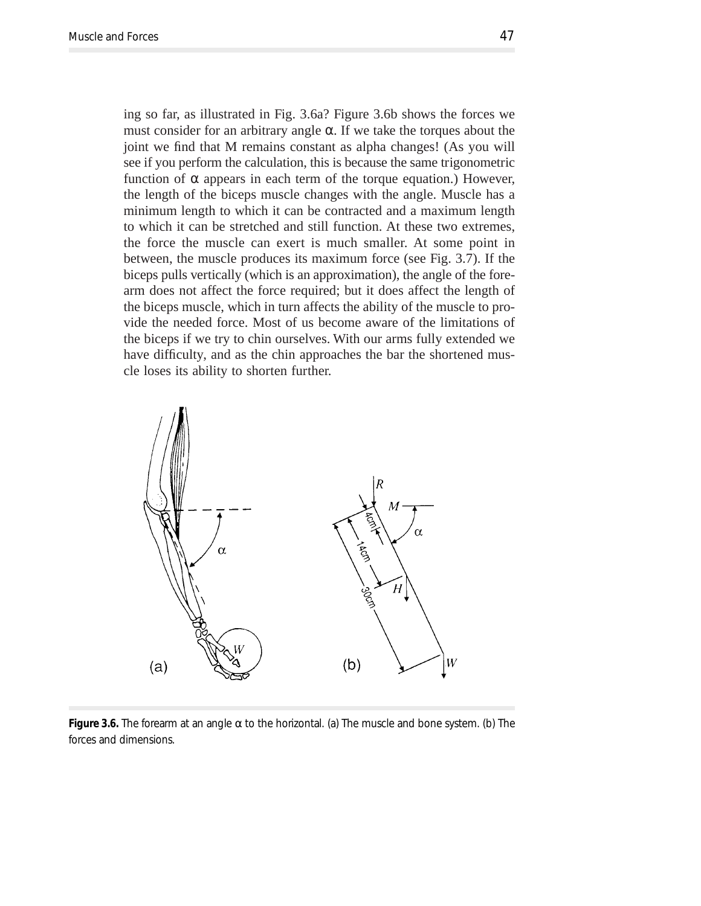ing so far, as illustrated in Fig. 3.6a? Figure 3.6b shows the forces we must consider for an arbitrary angle $\alpha$. If we take the torques about the joint we find that M remains constant as alpha changes! (As you will see if you perform the calculation, this is because the same trigonometric function of $\alpha$ appears in each term of the torque equation.) However, the length of the biceps muscle changes with the angle. Muscle has a minimum length to which it can be contracted and a maximum length to which it can be stretched and still function. At these two extremes, the force the muscle can exert is much smaller. At some point in between, the muscle produces its maximum force (see Fig. 3.7). If the biceps pulls vertically (which is an approximation), the angle of the forearm does not affect the force required; but it does affect the length of the biceps muscle, which in turn affects the ability of the muscle to provide the needed force. Most of us become aware of the limitations of the biceps if we try to chin ourselves. With our arms fully extended we have difficulty, and as the chin approaches the bar the shortened muscle loses its ability to shorten further.

α

W

(a)

R

M

4cm

α

14cm

H

30cm

W

(b)

**Figure 3.6.** The forearm at an angle $\alpha$ to the horizontal. (a) The muscle and bone system. (b) The forces and dimensions.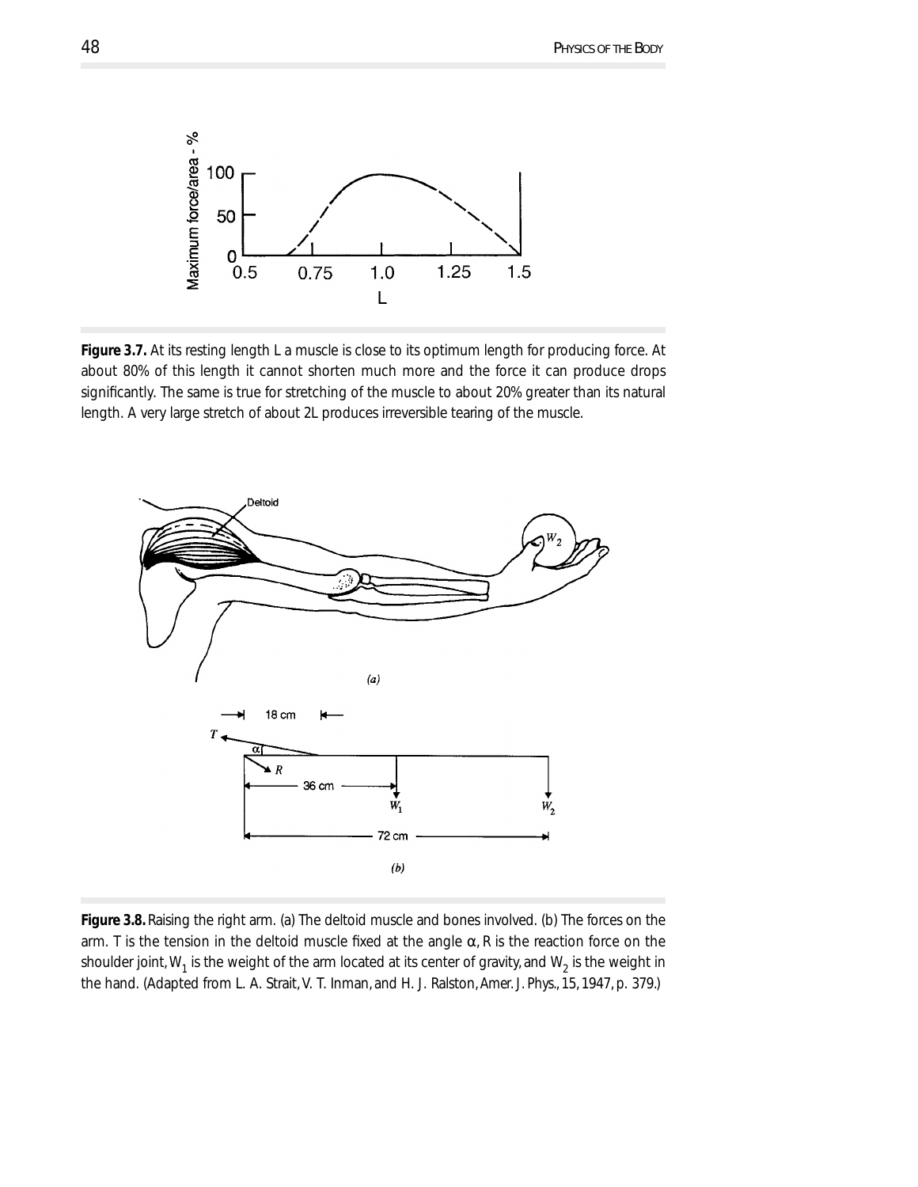Maximum force/area - %

100

50

0

0.5

0.75

1.0

1.25

1.5

L

**Figure 3.7.** At its resting length L a muscle is close to its optimum length for producing force. At about 80% of this length it cannot shorten much more and the force it can produce drops significantly. The same is true for stretching of the muscle to about 20% greater than its natural length. A very large stretch of about 2L produces irreversible tearing of the muscle.

Deltoid

$W_2$

(a)

18 cm

$T$

$\alpha$

$R$

36 cm

$W_1$

$W_2$

72 cm

(b)

**Figure 3.8.** Raising the right arm. (a) The deltoid muscle and bones involved. (b) The forces on the arm. T is the tension in the deltoid muscle fixed at the angle $\alpha$, R is the reaction force on the shoulder joint, $W_1$ is the weight of the arm located at its center of gravity, and $W_2$ is the weight in the hand. (Adapted from L. A. Strait, V. T. Inman, and H. J. Ralston, Amer. J. Phys., 15, 1947, p. 379.)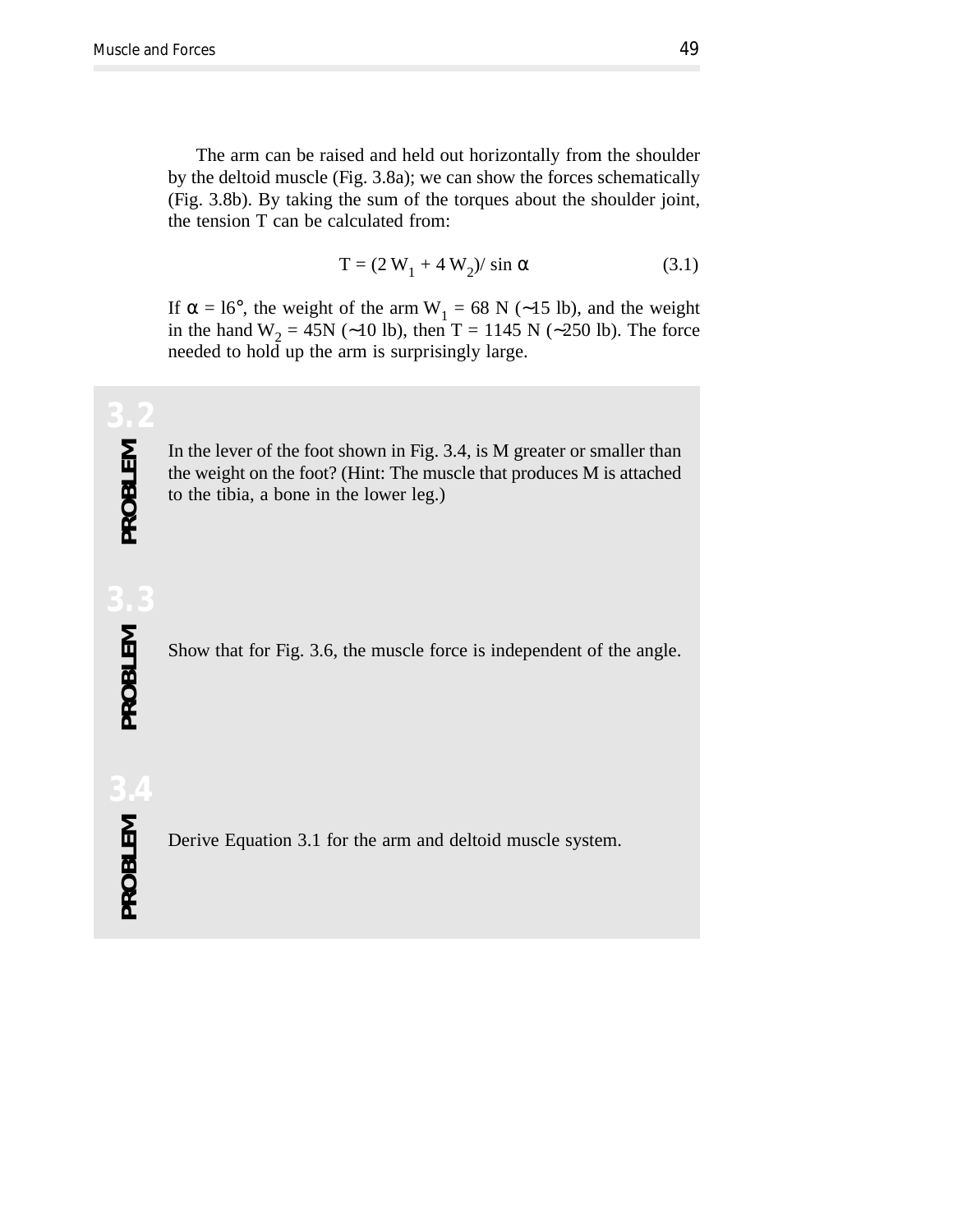The arm can be raised and held out horizontally from the shoulder by the deltoid muscle (Fig. 3.8a); we can show the forces schematically (Fig. 3.8b). By taking the sum of the torques about the shoulder joint, the tension T can be calculated from:

$$T = (2\,W_1 + 4\,W_2)/\sin\alpha \qquad (3.1)$$

If $\alpha = 16°$, the weight of the arm $W_1 = 68$ N (~15 lb), and the weight in the hand $W_2 = 45$N (~10 lb), then $T = 1145$ N (~250 lb). The force needed to hold up the arm is surprisingly large.

**PROBLEM 3.2**

In the lever of the foot shown in Fig. 3.4, is M greater or smaller than the weight on the foot? (Hint: The muscle that produces M is attached to the tibia, a bone in the lower leg.)

**PROBLEM 3.3**

Show that for Fig. 3.6, the muscle force is independent of the angle.

**PROBLEM 3.4**

Derive Equation 3.1 for the arm and deltoid muscle system.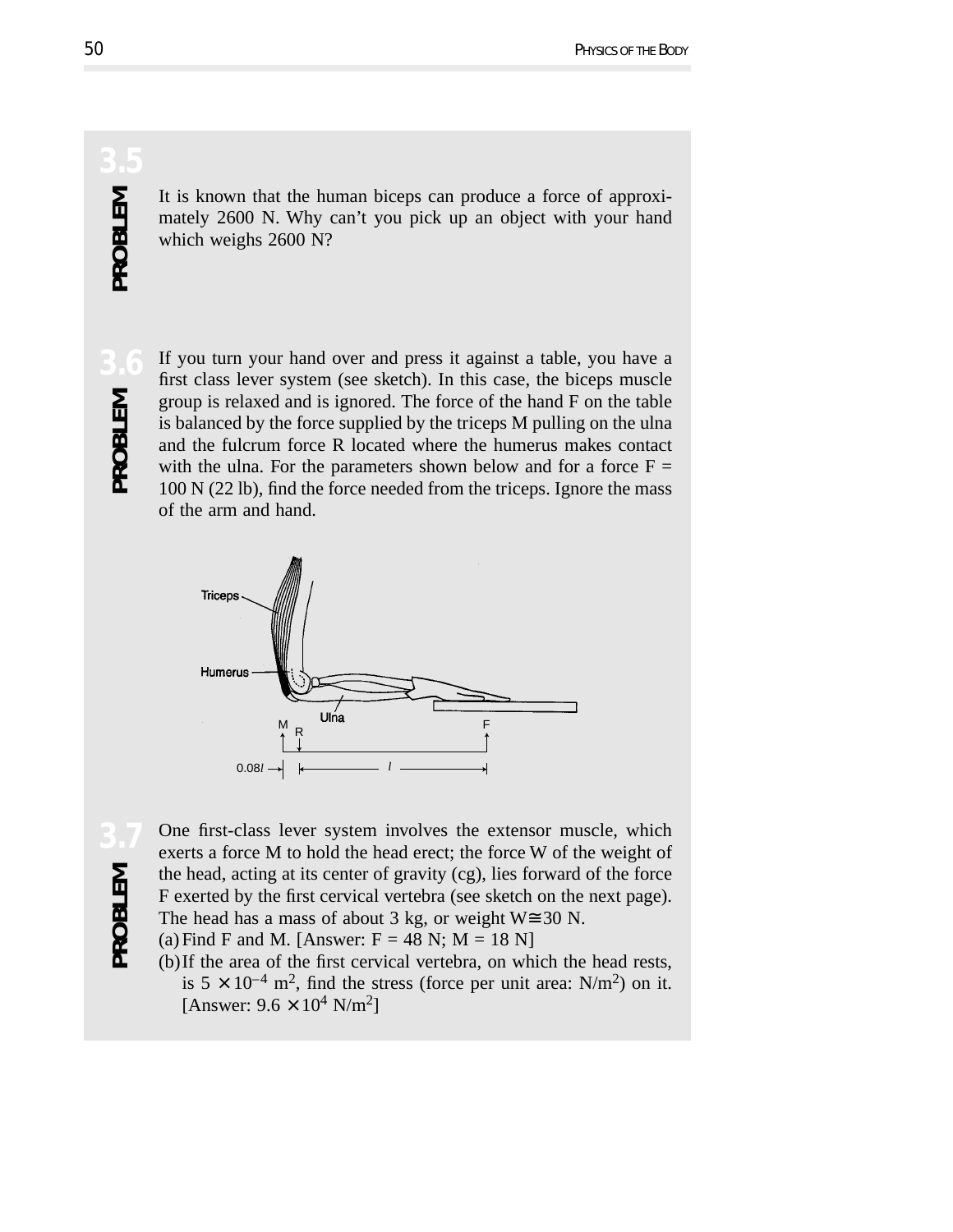## PROBLEM 3.5

It is known that the human biceps can produce a force of approximately 2600 N. Why can't you pick up an object with your hand which weighs 2600 N?

## PROBLEM 3.6

If you turn your hand over and press it against a table, you have a first class lever system (see sketch). In this case, the biceps muscle group is relaxed and is ignored. The force of the hand F on the table is balanced by the force supplied by the triceps M pulling on the ulna and the fulcrum force R located where the humerus makes contact with the ulna. For the parameters shown below and for a force F = 100 N (22 lb), find the force needed from the triceps. Ignore the mass of the arm and hand.

Triceps

Humerus

Ulna

M

R

F

$0.08l$

$l$

## PROBLEM 3.7

One first-class lever system involves the extensor muscle, which exerts a force M to hold the head erect; the force W of the weight of the head, acting at its center of gravity (cg), lies forward of the force F exerted by the first cervical vertebra (see sketch on the next page). The head has a mass of about 3 kg, or weight $W \cong 30$ N.

(a) Find F and M. [Answer: F = 48 N; M = 18 N]

(b) If the area of the first cervical vertebra, on which the head rests, is $5 \times 10^{-4}$ $m^2$, find the stress (force per unit area: $N/m^2$) on it. [Answer: $9.6 \times 10^4$ $N/m^2$]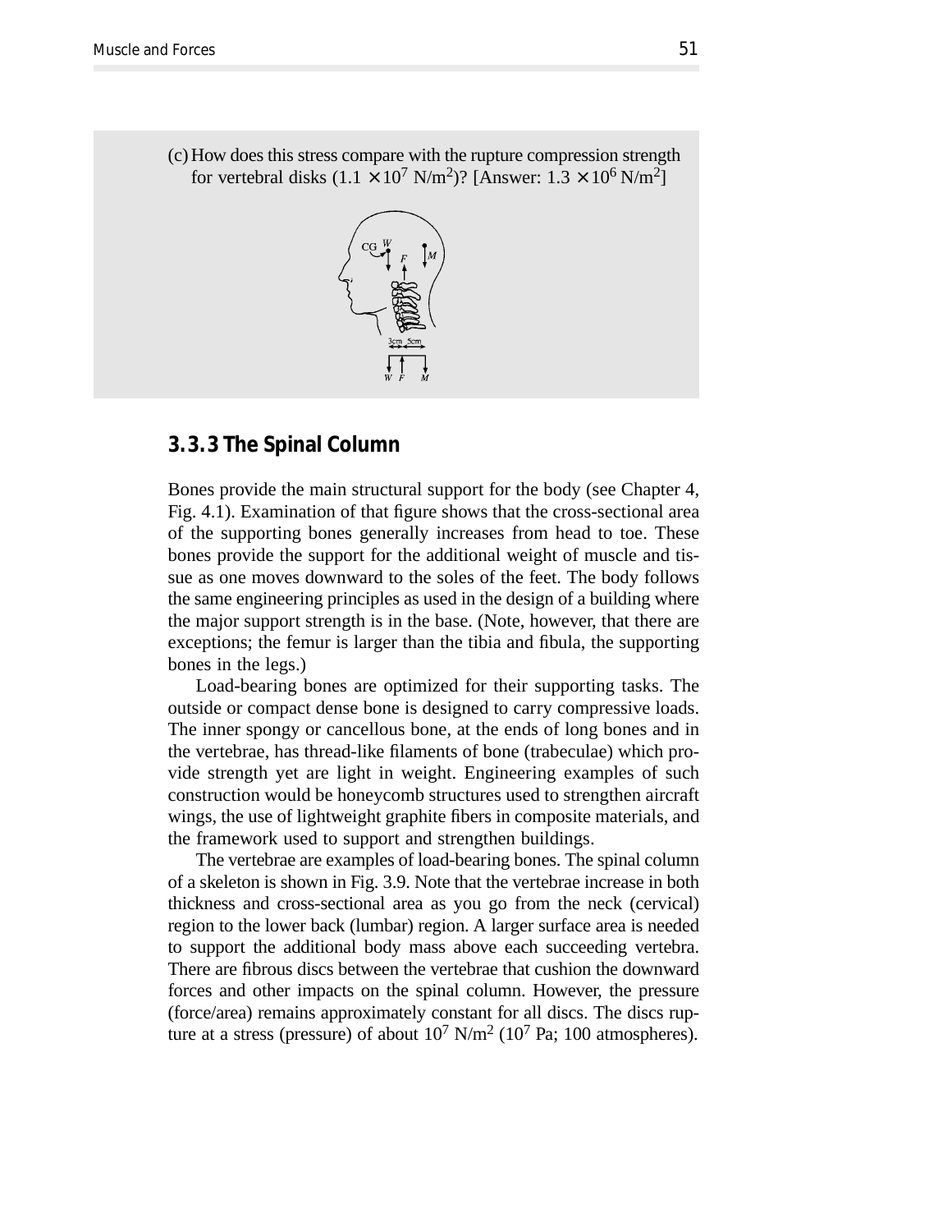(c) How does this stress compare with the rupture compression strength for vertebral disks ($1.1 \times 10^7$ N/m$^2$)? [Answer: $1.3 \times 10^6$ N/m$^2$]

### 3.3.3 The Spinal Column

Bones provide the main structural support for the body (see Chapter 4, Fig. 4.1). Examination of that figure shows that the cross-sectional area of the supporting bones generally increases from head to toe. These bones provide the support for the additional weight of muscle and tissue as one moves downward to the soles of the feet. The body follows the same engineering principles as used in the design of a building where the major support strength is in the base. (Note, however, that there are exceptions; the femur is larger than the tibia and fibula, the supporting bones in the legs.)

Load-bearing bones are optimized for their supporting tasks. The outside or compact dense bone is designed to carry compressive loads. The inner spongy or cancellous bone, at the ends of long bones and in the vertebrae, has thread-like filaments of bone (trabeculae) which provide strength yet are light in weight. Engineering examples of such construction would be honeycomb structures used to strengthen aircraft wings, the use of lightweight graphite fibers in composite materials, and the framework used to support and strengthen buildings.

The vertebrae are examples of load-bearing bones. The spinal column of a skeleton is shown in Fig. 3.9. Note that the vertebrae increase in both thickness and cross-sectional area as you go from the neck (cervical) region to the lower back (lumbar) region. A larger surface area is needed to support the additional body mass above each succeeding vertebra. There are fibrous discs between the vertebrae that cushion the downward forces and other impacts on the spinal column. However, the pressure (force/area) remains approximately constant for all discs. The discs rupture at a stress (pressure) of about $10^7$ N/m$^2$ ($10^7$ Pa; 100 atmospheres).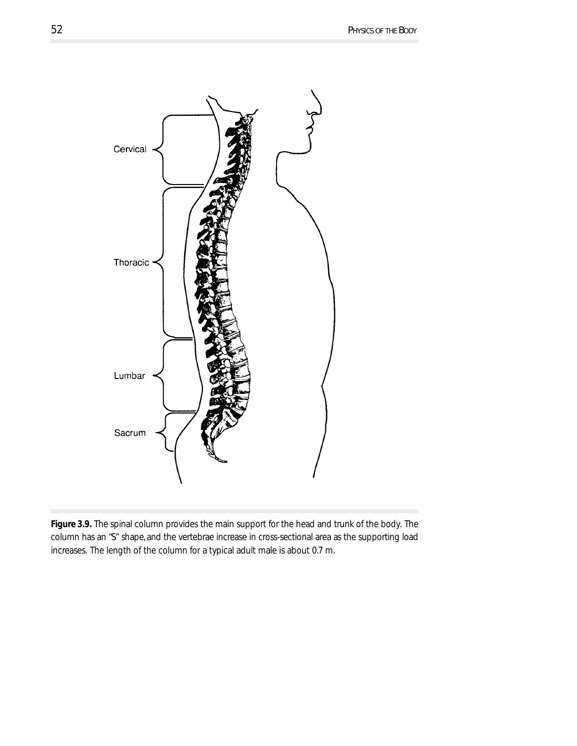Cervical

Thoracic

Lumbar

Sacrum

**Figure 3.9.** The spinal column provides the main support for the head and trunk of the body. The column has an "S" shape, and the vertebrae increase in cross-sectional area as the supporting load increases. The length of the column for a typical adult male is about 0.7 m.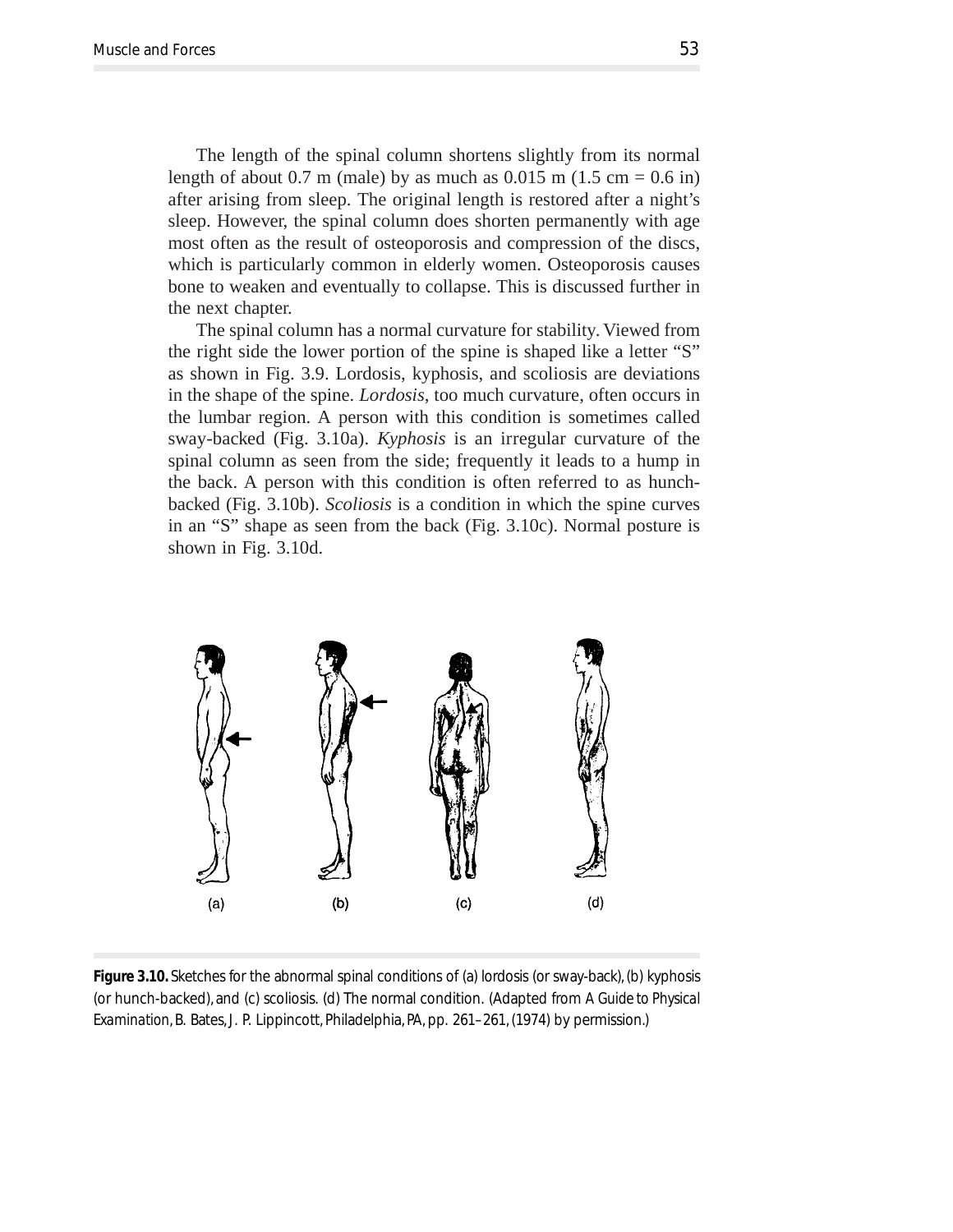The length of the spinal column shortens slightly from its normal length of about 0.7 m (male) by as much as 0.015 m (1.5 cm = 0.6 in) after arising from sleep. The original length is restored after a night's sleep. However, the spinal column does shorten permanently with age most often as the result of osteoporosis and compression of the discs, which is particularly common in elderly women. Osteoporosis causes bone to weaken and eventually to collapse. This is discussed further in the next chapter.

The spinal column has a normal curvature for stability. Viewed from the right side the lower portion of the spine is shaped like a letter "S" as shown in Fig. 3.9. Lordosis, kyphosis, and scoliosis are deviations in the shape of the spine. *Lordosis*, too much curvature, often occurs in the lumbar region. A person with this condition is sometimes called sway-backed (Fig. 3.10a). *Kyphosis* is an irregular curvature of the spinal column as seen from the side; frequently it leads to a hump in the back. A person with this condition is often referred to as hunch-backed (Fig. 3.10b). *Scoliosis* is a condition in which the spine curves in an "S" shape as seen from the back (Fig. 3.10c). Normal posture is shown in Fig. 3.10d.

(a)

(b)

(c)

(d)

**Figure 3.10.** Sketches for the abnormal spinal conditions of (a) lordosis (or sway-back), (b) kyphosis (or hunch-backed), and (c) scoliosis. (d) The normal condition. (Adapted from *A Guide to Physical Examination*, B. Bates, J. P. Lippincott, Philadelphia, PA, pp. 261–261, (1974) by permission.)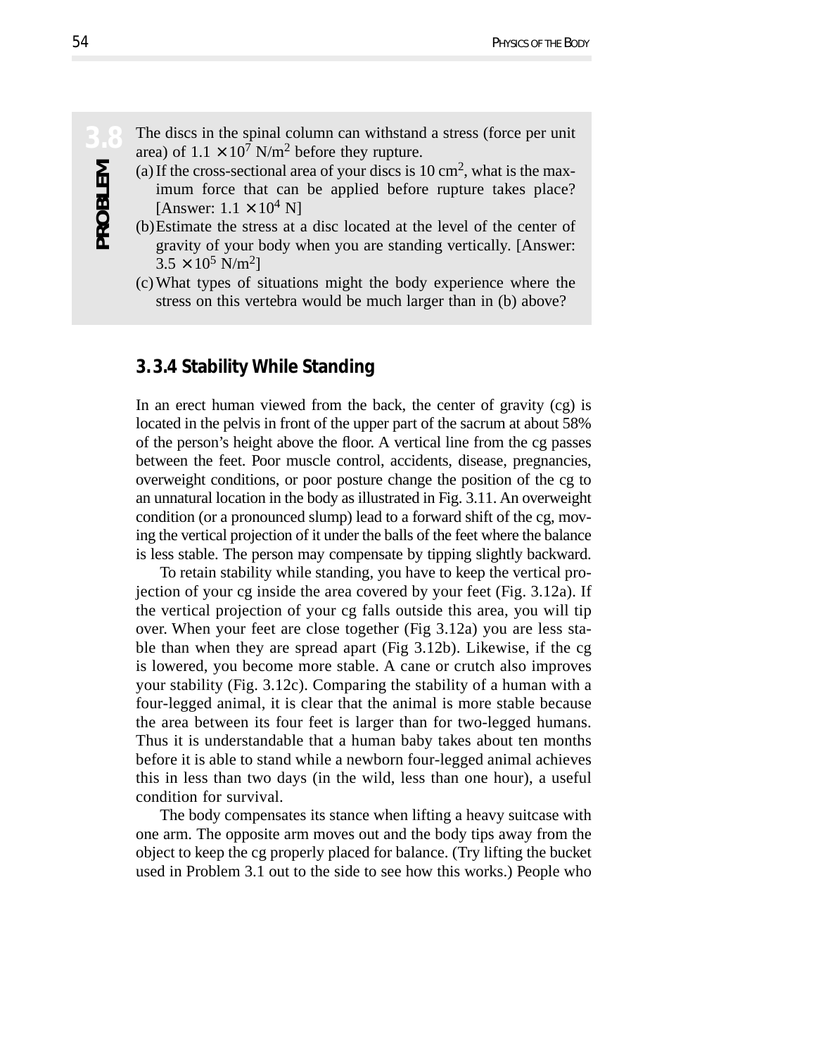**PROBLEM 3.8**

The discs in the spinal column can withstand a stress (force per unit area) of $1.1 \times 10^7$ N/m$^2$ before they rupture.

(a) If the cross-sectional area of your discs is 10 cm$^2$, what is the maximum force that can be applied before rupture takes place? [Answer: $1.1 \times 10^4$ N]

(b) Estimate the stress at a disc located at the level of the center of gravity of your body when you are standing vertically. [Answer: $3.5 \times 10^5$ N/m$^2$]

(c) What types of situations might the body experience where the stress on this vertebra would be much larger than in (b) above?

### 3.3.4 Stability While Standing

In an erect human viewed from the back, the center of gravity (cg) is located in the pelvis in front of the upper part of the sacrum at about 58% of the person's height above the floor. A vertical line from the cg passes between the feet. Poor muscle control, accidents, disease, pregnancies, overweight conditions, or poor posture change the position of the cg to an unnatural location in the body as illustrated in Fig. 3.11. An overweight condition (or a pronounced slump) lead to a forward shift of the cg, moving the vertical projection of it under the balls of the feet where the balance is less stable. The person may compensate by tipping slightly backward.

To retain stability while standing, you have to keep the vertical projection of your cg inside the area covered by your feet (Fig. 3.12a). If the vertical projection of your cg falls outside this area, you will tip over. When your feet are close together (Fig 3.12a) you are less stable than when they are spread apart (Fig 3.12b). Likewise, if the cg is lowered, you become more stable. A cane or crutch also improves your stability (Fig. 3.12c). Comparing the stability of a human with a four-legged animal, it is clear that the animal is more stable because the area between its four feet is larger than for two-legged humans. Thus it is understandable that a human baby takes about ten months before it is able to stand while a newborn four-legged animal achieves this in less than two days (in the wild, less than one hour), a useful condition for survival.

The body compensates its stance when lifting a heavy suitcase with one arm. The opposite arm moves out and the body tips away from the object to keep the cg properly placed for balance. (Try lifting the bucket used in Problem 3.1 out to the side to see how this works.) People who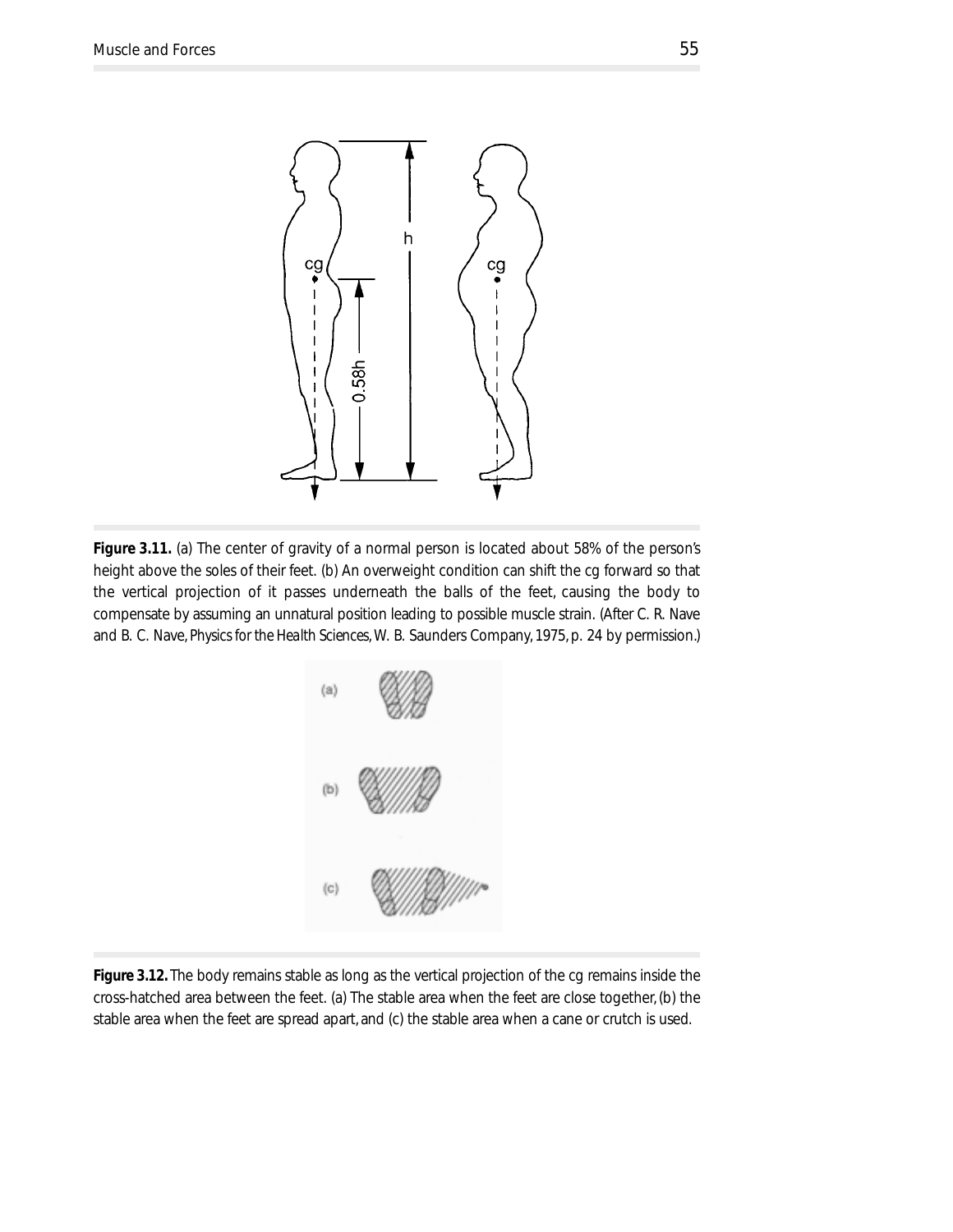cg

h

cg

0.58h

**Figure 3.11.** (a) The center of gravity of a normal person is located about 58% of the person's height above the soles of their feet. (b) An overweight condition can shift the cg forward so that the vertical projection of it passes underneath the balls of the feet, causing the body to compensate by assuming an unnatural position leading to possible muscle strain. (After C. R. Nave and B. C. Nave, *Physics for the Health Sciences*, W. B. Saunders Company, 1975, p. 24 by permission.)

(a)

(b)

(c)

**Figure 3.12.** The body remains stable as long as the vertical projection of the cg remains inside the cross-hatched area between the feet. (a) The stable area when the feet are close together, (b) the stable area when the feet are spread apart, and (c) the stable area when a cane or crutch is used.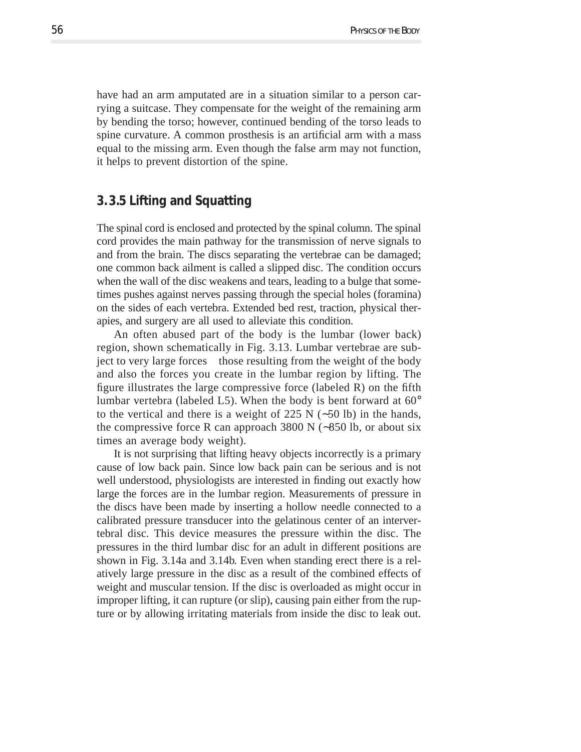have had an arm amputated are in a situation similar to a person carrying a suitcase. They compensate for the weight of the remaining arm by bending the torso; however, continued bending of the torso leads to spine curvature. A common prosthesis is an artificial arm with a mass equal to the missing arm. Even though the false arm may not function, it helps to prevent distortion of the spine.

### 3.3.5 Lifting and Squatting

The spinal cord is enclosed and protected by the spinal column. The spinal cord provides the main pathway for the transmission of nerve signals to and from the brain. The discs separating the vertebrae can be damaged; one common back ailment is called a slipped disc. The condition occurs when the wall of the disc weakens and tears, leading to a bulge that sometimes pushes against nerves passing through the special holes (foramina) on the sides of each vertebra. Extended bed rest, traction, physical therapies, and surgery are all used to alleviate this condition.

An often abused part of the body is the lumbar (lower back) region, shown schematically in Fig. 3.13. Lumbar vertebrae are subject to very large forces  those resulting from the weight of the body and also the forces you create in the lumbar region by lifting. The figure illustrates the large compressive force (labeled R) on the fifth lumbar vertebra (labeled L5). When the body is bent forward at 60° to the vertical and there is a weight of 225 N (~50 lb) in the hands, the compressive force R can approach 3800 N (~850 lb, or about six times an average body weight).

It is not surprising that lifting heavy objects incorrectly is a primary cause of low back pain. Since low back pain can be serious and is not well understood, physiologists are interested in finding out exactly how large the forces are in the lumbar region. Measurements of pressure in the discs have been made by inserting a hollow needle connected to a calibrated pressure transducer into the gelatinous center of an intervertebral disc. This device measures the pressure within the disc. The pressures in the third lumbar disc for an adult in different positions are shown in Fig. 3.14a and 3.14b. Even when standing erect there is a relatively large pressure in the disc as a result of the combined effects of weight and muscular tension. If the disc is overloaded as might occur in improper lifting, it can rupture (or slip), causing pain either from the rupture or by allowing irritating materials from inside the disc to leak out.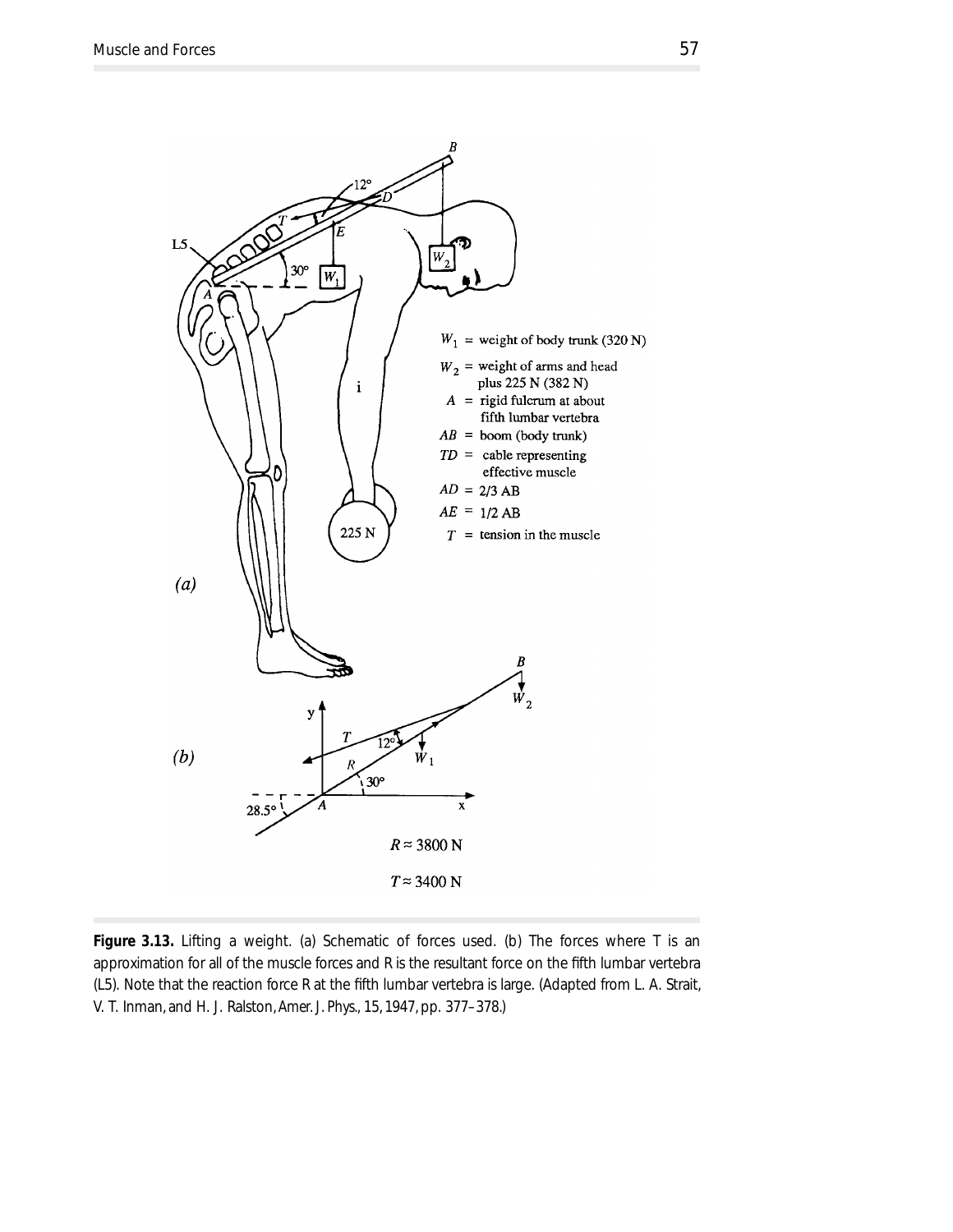(a)

$W_1$ = weight of body trunk (320 N)

$W_2$ = weight of arms and head plus 225 N (382 N)

$A$ = rigid fulcrum at about fifth lumbar vertebra

$AB$ = boom (body trunk)

$TD$ = cable representing effective muscle

$AD$ = 2/3 AB

$AE$ = 1/2 AB

$T$ = tension in the muscle

(b)

$R \approx 3800$ N

$T \approx 3400$ N

**Figure 3.13.** Lifting a weight. (a) Schematic of forces used. (b) The forces where T is an approximation for all of the muscle forces and R is the resultant force on the fifth lumbar vertebra (L5). Note that the reaction force R at the fifth lumbar vertebra is large. (Adapted from L. A. Strait, V. T. Inman, and H. J. Ralston, Amer. J. Phys., 15, 1947, pp. 377–378.)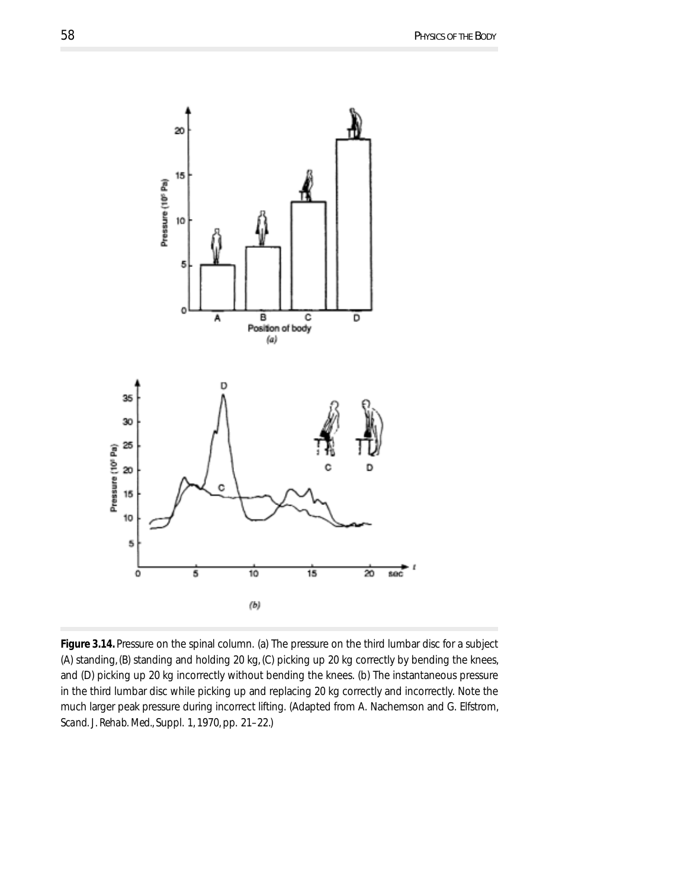**Figure 3.14.** Pressure on the spinal column. (a) The pressure on the third lumbar disc for a subject (A) standing, (B) standing and holding 20 kg, (C) picking up 20 kg correctly by bending the knees, and (D) picking up 20 kg incorrectly without bending the knees. (b) The instantaneous pressure in the third lumbar disc while picking up and replacing 20 kg correctly and incorrectly. Note the much larger peak pressure during incorrect lifting. (Adapted from A. Nachemson and G. Elfstrom, *Scand. J. Rehab. Med., Suppl.* 1, 1970, pp. 21–22.)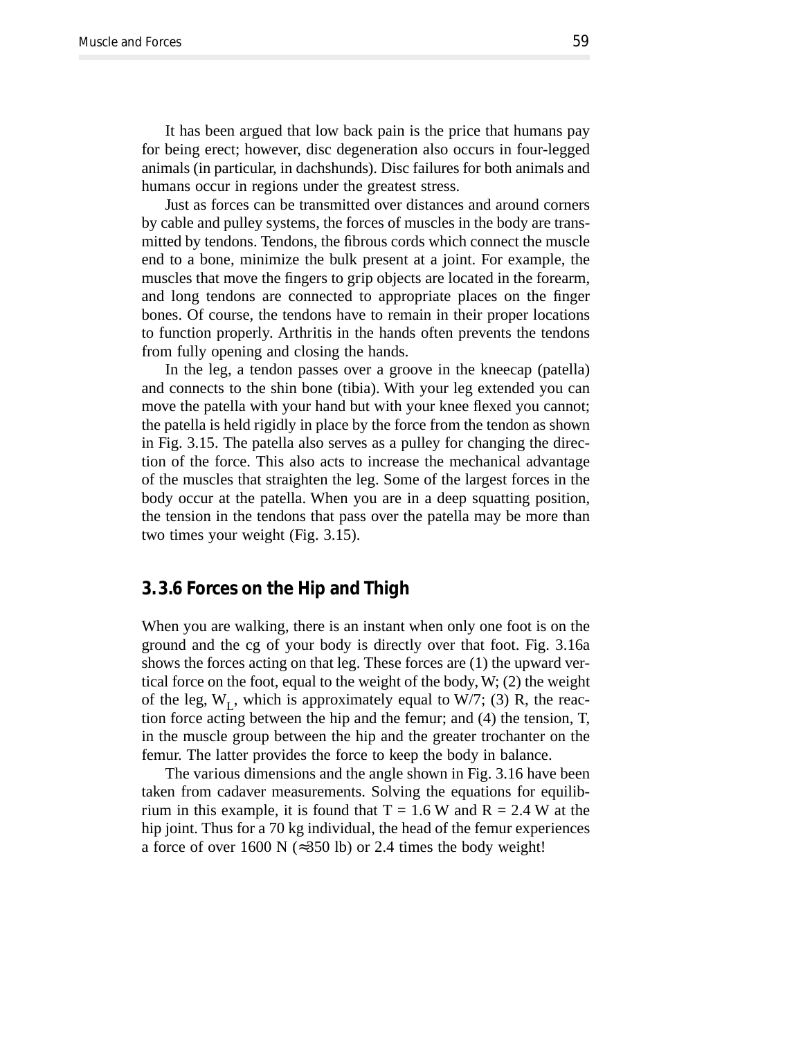It has been argued that low back pain is the price that humans pay for being erect; however, disc degeneration also occurs in four-legged animals (in particular, in dachshunds). Disc failures for both animals and humans occur in regions under the greatest stress.

Just as forces can be transmitted over distances and around corners by cable and pulley systems, the forces of muscles in the body are transmitted by tendons. Tendons, the fibrous cords which connect the muscle end to a bone, minimize the bulk present at a joint. For example, the muscles that move the fingers to grip objects are located in the forearm, and long tendons are connected to appropriate places on the finger bones. Of course, the tendons have to remain in their proper locations to function properly. Arthritis in the hands often prevents the tendons from fully opening and closing the hands.

In the leg, a tendon passes over a groove in the kneecap (patella) and connects to the shin bone (tibia). With your leg extended you can move the patella with your hand but with your knee flexed you cannot; the patella is held rigidly in place by the force from the tendon as shown in Fig. 3.15. The patella also serves as a pulley for changing the direction of the force. This also acts to increase the mechanical advantage of the muscles that straighten the leg. Some of the largest forces in the body occur at the patella. When you are in a deep squatting position, the tension in the tendons that pass over the patella may be more than two times your weight (Fig. 3.15).

### 3.3.6 Forces on the Hip and Thigh

When you are walking, there is an instant when only one foot is on the ground and the cg of your body is directly over that foot. Fig. 3.16a shows the forces acting on that leg. These forces are (1) the upward vertical force on the foot, equal to the weight of the body, W; (2) the weight of the leg, $W_L$, which is approximately equal to W/7; (3) R, the reaction force acting between the hip and the femur; and (4) the tension, T, in the muscle group between the hip and the greater trochanter on the femur. The latter provides the force to keep the body in balance.

The various dimensions and the angle shown in Fig. 3.16 have been taken from cadaver measurements. Solving the equations for equilibrium in this example, it is found that T = 1.6 W and R = 2.4 W at the hip joint. Thus for a 70 kg individual, the head of the femur experiences a force of over 1600 N (≈350 lb) or 2.4 times the body weight!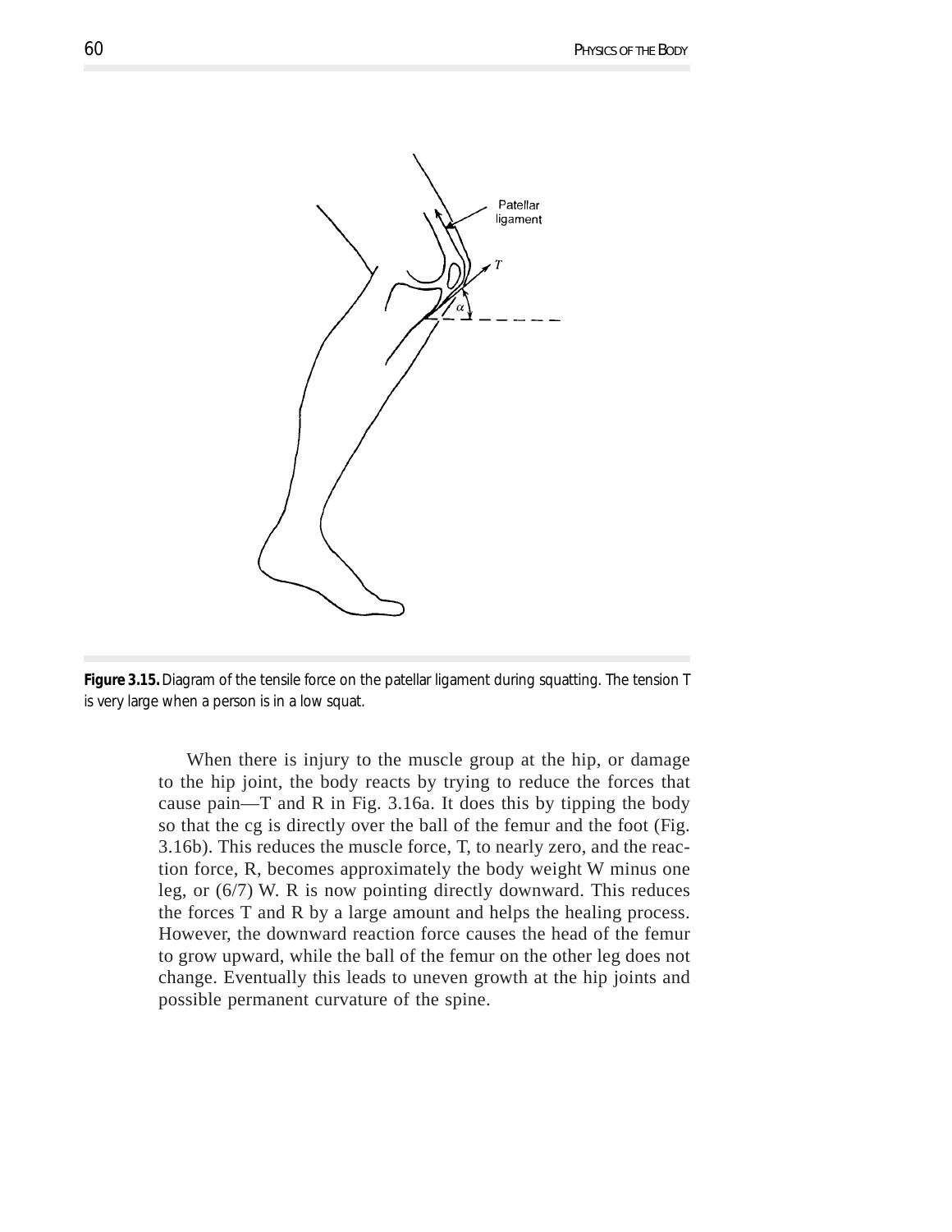Patellar
ligament

$T$

$\alpha$

**Figure 3.15.** Diagram of the tensile force on the patellar ligament during squatting. The tension T is very large when a person is in a low squat.

When there is injury to the muscle group at the hip, or damage to the hip joint, the body reacts by trying to reduce the forces that cause pain—T and R in Fig. 3.16a. It does this by tipping the body so that the cg is directly over the ball of the femur and the foot (Fig. 3.16b). This reduces the muscle force, T, to nearly zero, and the reaction force, R, becomes approximately the body weight W minus one leg, or (6/7) W. R is now pointing directly downward. This reduces the forces T and R by a large amount and helps the healing process. However, the downward reaction force causes the head of the femur to grow upward, while the ball of the femur on the other leg does not change. Eventually this leads to uneven growth at the hip joints and possible permanent curvature of the spine.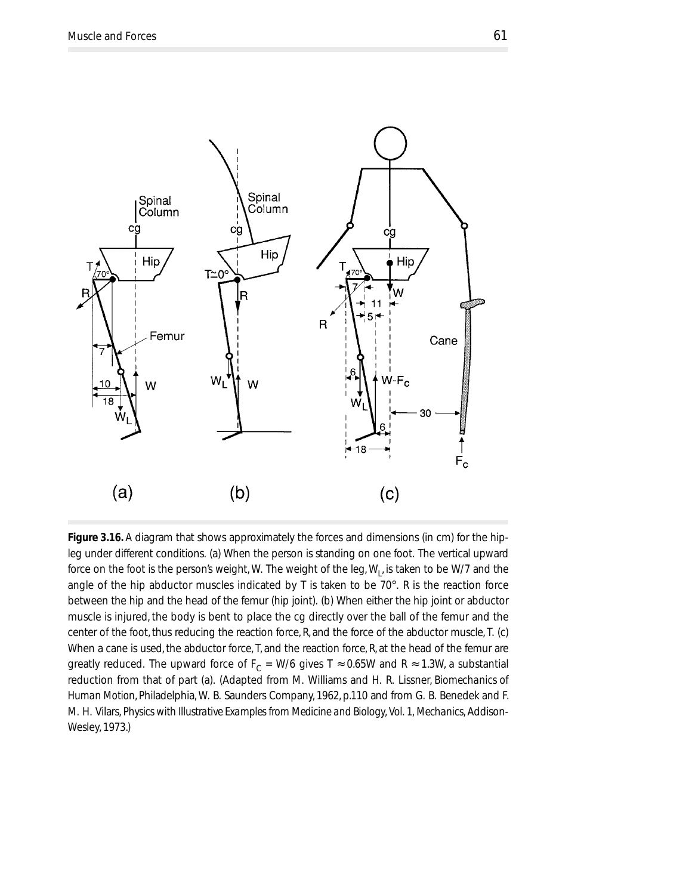Spinal Column
cg
Hip
T
70°
R
Femur
7
10
18
W
$W_L$
(a)

Spinal Column
cg
Hip
T≃0°
R
$W_L$
W
(b)

cg
Hip
T
70°
7
W
11
5
R
Cane
6
W-$F_C$
$W_L$
30
6
18
$F_C$
(c)

**Figure 3.16.** A diagram that shows approximately the forces and dimensions (in cm) for the hip-leg under different conditions. (a) When the person is standing on one foot. The vertical upward force on the foot is the person's weight, W. The weight of the leg, $W_L$, is taken to be W/7 and the angle of the hip abductor muscles indicated by T is taken to be 70°. R is the reaction force between the hip and the head of the femur (hip joint). (b) When either the hip joint or abductor muscle is injured, the body is bent to place the cg directly over the ball of the femur and the center of the foot, thus reducing the reaction force, R, and the force of the abductor muscle, T. (c) When a cane is used, the abductor force, T, and the reaction force, R, at the head of the femur are greatly reduced. The upward force of $F_C = W/6$ gives $T \approx 0.65W$ and $R \approx 1.3W$, a substantial reduction from that of part (a). (Adapted from M. Williams and H. R. Lissner, *Biomechanics of Human Motion*, Philadelphia, W. B. Saunders Company, 1962, p.110 and from G. B. Benedek and F. M. H. Vilars, *Physics with Illustrative Examples from Medicine and Biology*, Vol. 1, *Mechanics*, Addison-Wesley, 1973.)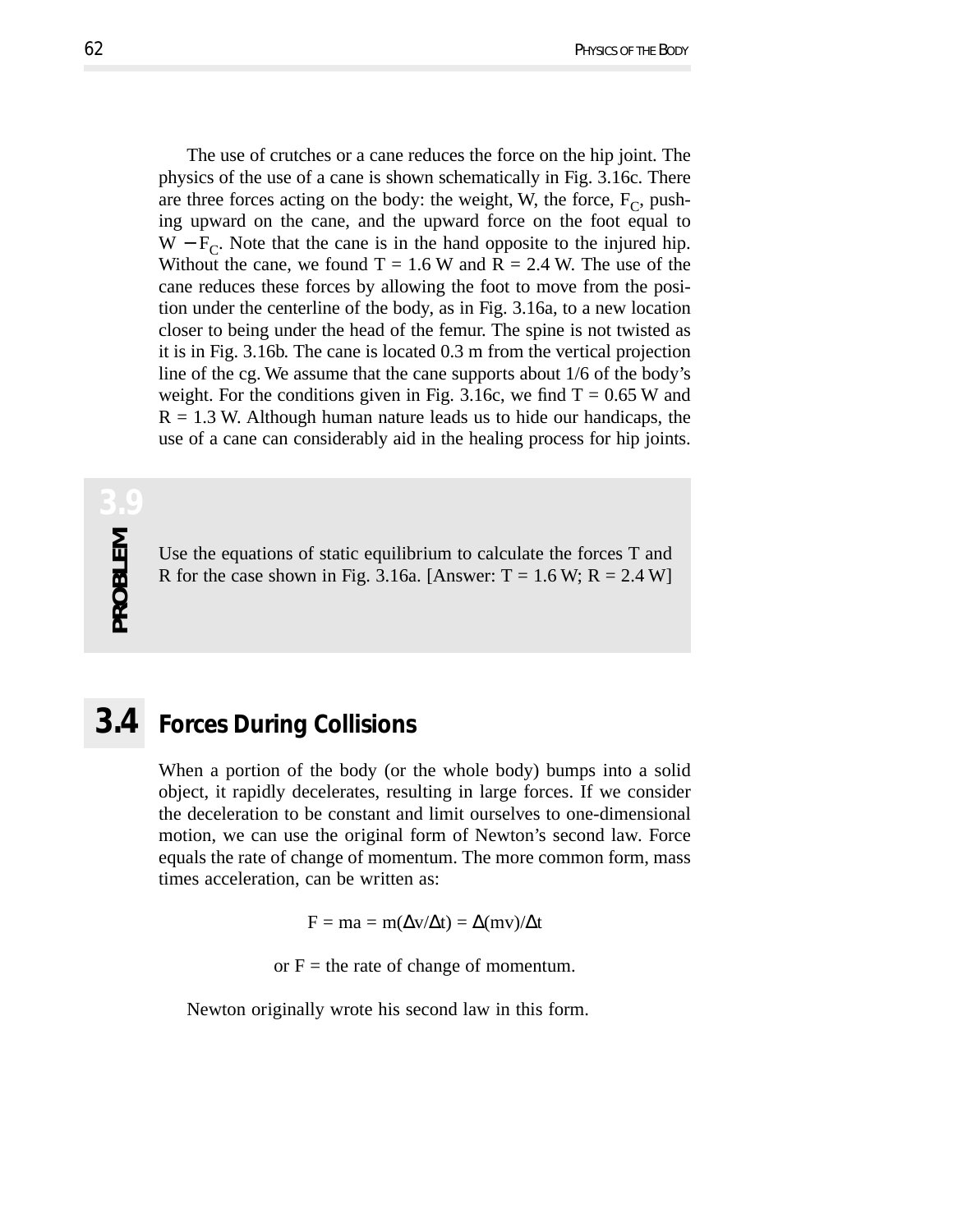The use of crutches or a cane reduces the force on the hip joint. The physics of the use of a cane is shown schematically in Fig. 3.16c. There are three forces acting on the body: the weight, W, the force, $F_C$, pushing upward on the cane, and the upward force on the foot equal to $W - F_C$. Note that the cane is in the hand opposite to the injured hip. Without the cane, we found T = 1.6 W and R = 2.4 W. The use of the cane reduces these forces by allowing the foot to move from the position under the centerline of the body, as in Fig. 3.16a, to a new location closer to being under the head of the femur. The spine is not twisted as it is in Fig. 3.16b. The cane is located 0.3 m from the vertical projection line of the cg. We assume that the cane supports about 1/6 of the body's weight. For the conditions given in Fig. 3.16c, we find T = 0.65 W and R = 1.3 W. Although human nature leads us to hide our handicaps, the use of a cane can considerably aid in the healing process for hip joints.

**PROBLEM 3.9**

Use the equations of static equilibrium to calculate the forces T and R for the case shown in Fig. 3.16a. [Answer: T = 1.6 W; R = 2.4 W]

## 3.4 Forces During Collisions

When a portion of the body (or the whole body) bumps into a solid object, it rapidly decelerates, resulting in large forces. If we consider the deceleration to be constant and limit ourselves to one-dimensional motion, we can use the original form of Newton's second law. Force equals the rate of change of momentum. The more common form, mass times acceleration, can be written as:

$$F = ma = m(\Delta v/\Delta t) = \Delta(mv)/\Delta t$$

or F = the rate of change of momentum.

Newton originally wrote his second law in this form.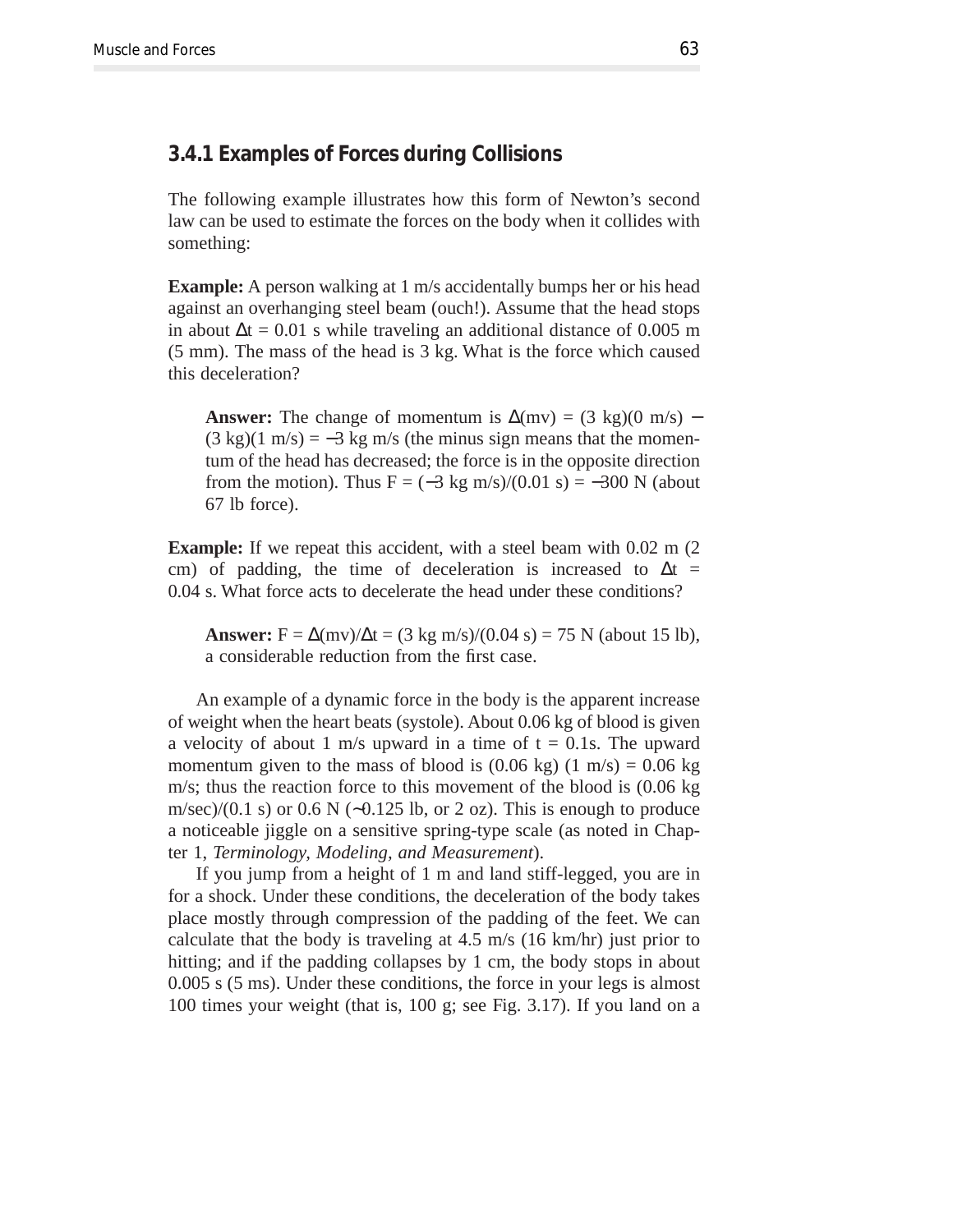### 3.4.1 Examples of Forces during Collisions

The following example illustrates how this form of Newton's second law can be used to estimate the forces on the body when it collides with something:

**Example:** A person walking at 1 m/s accidentally bumps her or his head against an overhanging steel beam (ouch!). Assume that the head stops in about $\Delta t = 0.01$ s while traveling an additional distance of 0.005 m (5 mm). The mass of the head is 3 kg. What is the force which caused this deceleration?

> **Answer:** The change of momentum is $\Delta(mv) = (3 \text{ kg})(0 \text{ m/s}) - (3 \text{ kg})(1 \text{ m/s}) = -3$ kg m/s (the minus sign means that the momentum of the head has decreased; the force is in the opposite direction from the motion). Thus $F = (-3 \text{ kg m/s})/(0.01 \text{ s}) = -300$ N (about 67 lb force).

**Example:** If we repeat this accident, with a steel beam with 0.02 m (2 cm) of padding, the time of deceleration is increased to $\Delta t = 0.04$ s. What force acts to decelerate the head under these conditions?

> **Answer:** $F = \Delta(mv)/\Delta t = (3 \text{ kg m/s})/(0.04 \text{ s}) = 75$ N (about 15 lb), a considerable reduction from the first case.

An example of a dynamic force in the body is the apparent increase of weight when the heart beats (systole). About 0.06 kg of blood is given a velocity of about 1 m/s upward in a time of $t = 0.1$s. The upward momentum given to the mass of blood is (0.06 kg) (1 m/s) = 0.06 kg m/s; thus the reaction force to this movement of the blood is (0.06 kg m/sec)/(0.1 s) or 0.6 N (~0.125 lb, or 2 oz). This is enough to produce a noticeable jiggle on a sensitive spring-type scale (as noted in Chapter 1, *Terminology, Modeling, and Measurement*).

If you jump from a height of 1 m and land stiff-legged, you are in for a shock. Under these conditions, the deceleration of the body takes place mostly through compression of the padding of the feet. We can calculate that the body is traveling at 4.5 m/s (16 km/hr) just prior to hitting; and if the padding collapses by 1 cm, the body stops in about 0.005 s (5 ms). Under these conditions, the force in your legs is almost 100 times your weight (that is, 100 g; see Fig. 3.17). If you land on a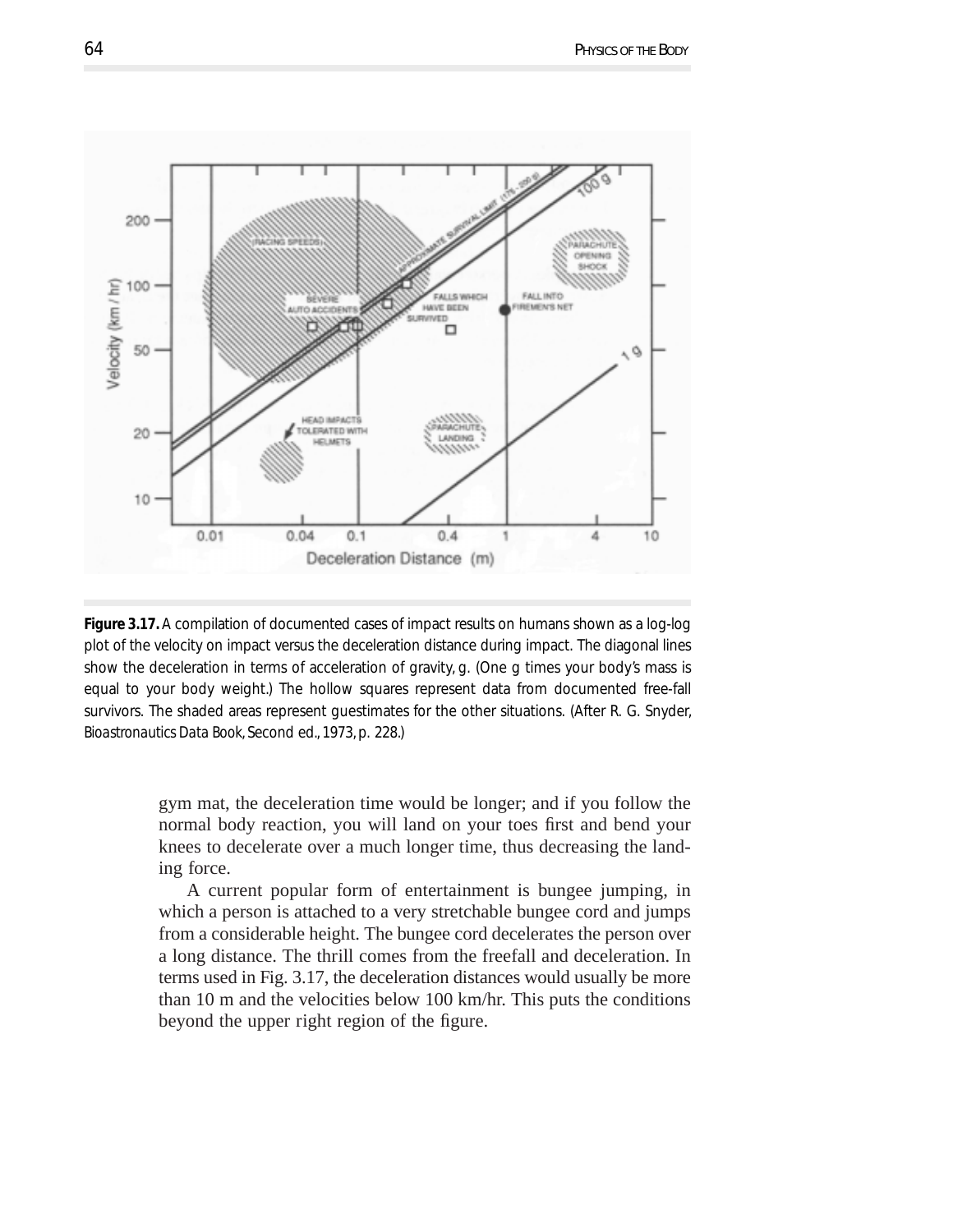Velocity (km / hr)

200

100

50

20

10

0.01

0.04

0.1

0.4

1

4

10

Deceleration Distance (m)

(RACING SPEEDS)

APPROXIMATE SURVIVAL LIMIT (175 - 200 g)

100 g

1 g

PARACHUTE OPENING SHOCK

SEVERE AUTO ACCIDENTS

FALLS WHICH HAVE BEEN SURVIVED

FALL INTO FIREMEN'S NET

HEAD IMPACTS TOLERATED WITH HELMETS

PARACHUTE LANDING

**Figure 3.17.** A compilation of documented cases of impact results on humans shown as a log-log plot of the velocity on impact versus the deceleration distance during impact. The diagonal lines show the deceleration in terms of acceleration of gravity, g. (One g times your body's mass is equal to your body weight.) The hollow squares represent data from documented free-fall survivors. The shaded areas represent guestimates for the other situations. (After R. G. Snyder, *Bioastronautics Data Book*, Second ed., 1973, p. 228.)

gym mat, the deceleration time would be longer; and if you follow the normal body reaction, you will land on your toes first and bend your knees to decelerate over a much longer time, thus decreasing the landing force.

A current popular form of entertainment is bungee jumping, in which a person is attached to a very stretchable bungee cord and jumps from a considerable height. The bungee cord decelerates the person over a long distance. The thrill comes from the freefall and deceleration. In terms used in Fig. 3.17, the deceleration distances would usually be more than 10 m and the velocities below 100 km/hr. This puts the conditions beyond the upper right region of the figure.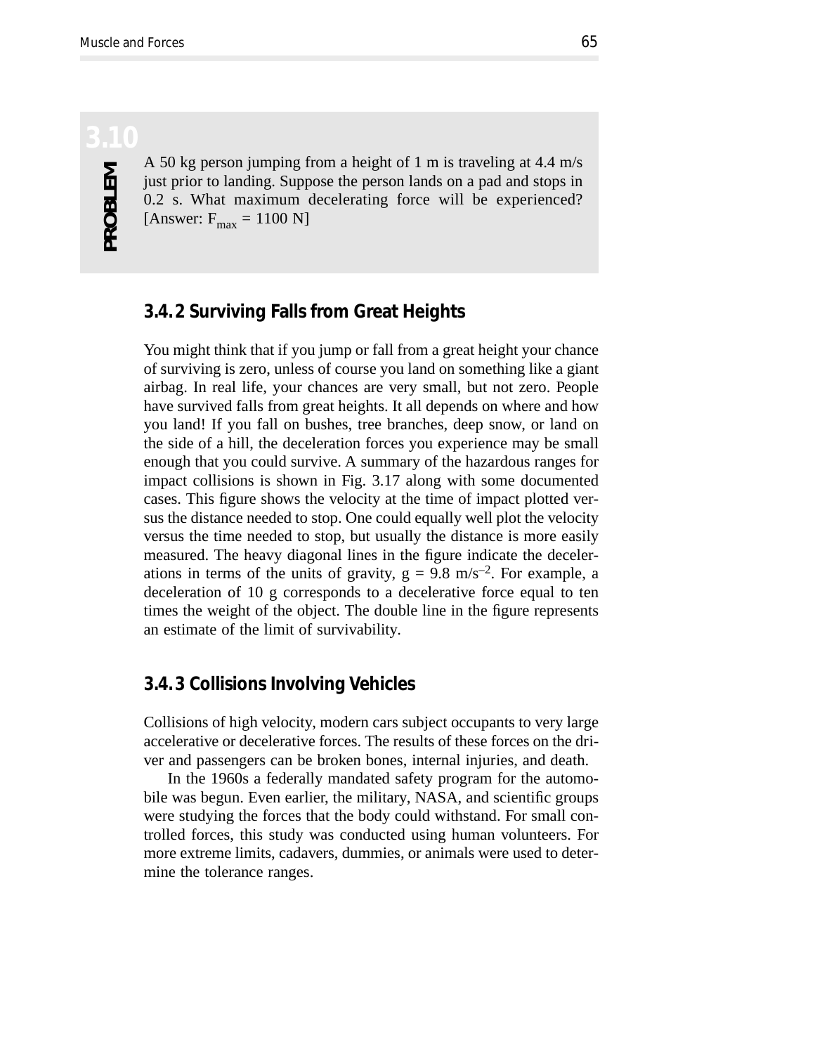**PROBLEM 3.10**

A 50 kg person jumping from a height of 1 m is traveling at 4.4 m/s just prior to landing. Suppose the person lands on a pad and stops in 0.2 s. What maximum decelerating force will be experienced? [Answer: $F_{max}$ = 1100 N]

### 3.4.2 Surviving Falls from Great Heights

You might think that if you jump or fall from a great height your chance of surviving is zero, unless of course you land on something like a giant airbag. In real life, your chances are very small, but not zero. People have survived falls from great heights. It all depends on where and how you land! If you fall on bushes, tree branches, deep snow, or land on the side of a hill, the deceleration forces you experience may be small enough that you could survive. A summary of the hazardous ranges for impact collisions is shown in Fig. 3.17 along with some documented cases. This figure shows the velocity at the time of impact plotted versus the distance needed to stop. One could equally well plot the velocity versus the time needed to stop, but usually the distance is more easily measured. The heavy diagonal lines in the figure indicate the decelerations in terms of the units of gravity, $g = 9.8\ m/s^{-2}$. For example, a deceleration of 10 g corresponds to a decelerative force equal to ten times the weight of the object. The double line in the figure represents an estimate of the limit of survivability.

### 3.4.3 Collisions Involving Vehicles

Collisions of high velocity, modern cars subject occupants to very large accelerative or decelerative forces. The results of these forces on the driver and passengers can be broken bones, internal injuries, and death.

In the 1960s a federally mandated safety program for the automobile was begun. Even earlier, the military, NASA, and scientific groups were studying the forces that the body could withstand. For small controlled forces, this study was conducted using human volunteers. For more extreme limits, cadavers, dummies, or animals were used to determine the tolerance ranges.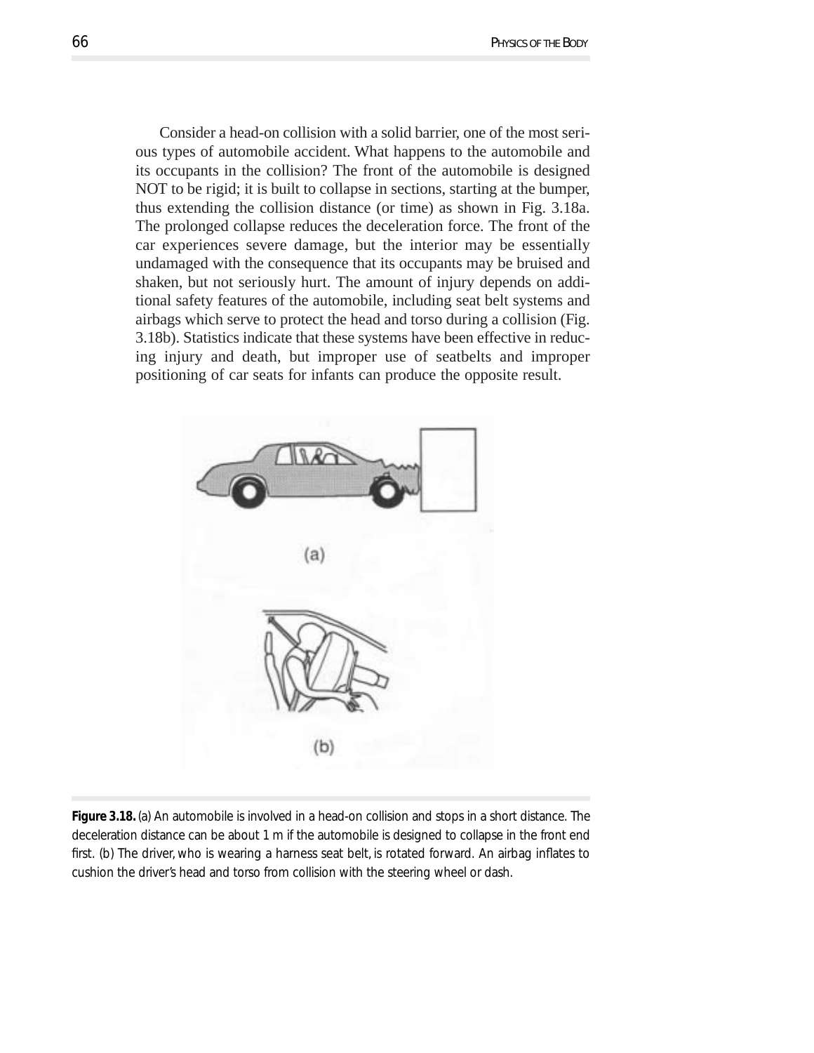Consider a head-on collision with a solid barrier, one of the most serious types of automobile accident. What happens to the automobile and its occupants in the collision? The front of the automobile is designed NOT to be rigid; it is built to collapse in sections, starting at the bumper, thus extending the collision distance (or time) as shown in Fig. 3.18a. The prolonged collapse reduces the deceleration force. The front of the car experiences severe damage, but the interior may be essentially undamaged with the consequence that its occupants may be bruised and shaken, but not seriously hurt. The amount of injury depends on additional safety features of the automobile, including seat belt systems and airbags which serve to protect the head and torso during a collision (Fig. 3.18b). Statistics indicate that these systems have been effective in reducing injury and death, but improper use of seatbelts and improper positioning of car seats for infants can produce the opposite result.

**Figure 3.18.** (a) An automobile is involved in a head-on collision and stops in a short distance. The deceleration distance can be about 1 m if the automobile is designed to collapse in the front end first. (b) The driver, who is wearing a harness seat belt, is rotated forward. An airbag inflates to cushion the driver's head and torso from collision with the steering wheel or dash.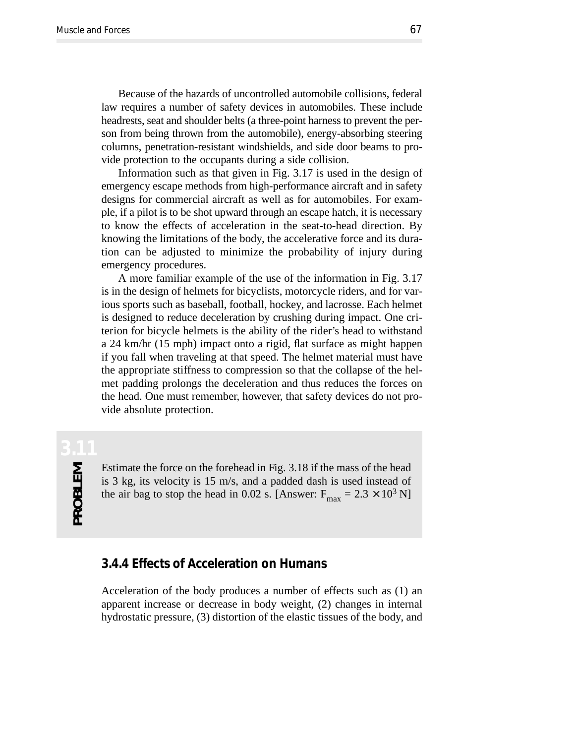Because of the hazards of uncontrolled automobile collisions, federal law requires a number of safety devices in automobiles. These include headrests, seat and shoulder belts (a three-point harness to prevent the person from being thrown from the automobile), energy-absorbing steering columns, penetration-resistant windshields, and side door beams to provide protection to the occupants during a side collision.

Information such as that given in Fig. 3.17 is used in the design of emergency escape methods from high-performance aircraft and in safety designs for commercial aircraft as well as for automobiles. For example, if a pilot is to be shot upward through an escape hatch, it is necessary to know the effects of acceleration in the seat-to-head direction. By knowing the limitations of the body, the accelerative force and its duration can be adjusted to minimize the probability of injury during emergency procedures.

A more familiar example of the use of the information in Fig. 3.17 is in the design of helmets for bicyclists, motorcycle riders, and for various sports such as baseball, football, hockey, and lacrosse. Each helmet is designed to reduce deceleration by crushing during impact. One criterion for bicycle helmets is the ability of the rider's head to withstand a 24 km/hr (15 mph) impact onto a rigid, flat surface as might happen if you fall when traveling at that speed. The helmet material must have the appropriate stiffness to compression so that the collapse of the helmet padding prolongs the deceleration and thus reduces the forces on the head. One must remember, however, that safety devices do not provide absolute protection.

**PROBLEM 3.11**

Estimate the force on the forehead in Fig. 3.18 if the mass of the head is 3 kg, its velocity is 15 m/s, and a padded dash is used instead of the air bag to stop the head in 0.02 s. [Answer: $F_{max} = 2.3 \times 10^3$ N]

### 3.4.4 Effects of Acceleration on Humans

Acceleration of the body produces a number of effects such as (1) an apparent increase or decrease in body weight, (2) changes in internal hydrostatic pressure, (3) distortion of the elastic tissues of the body, and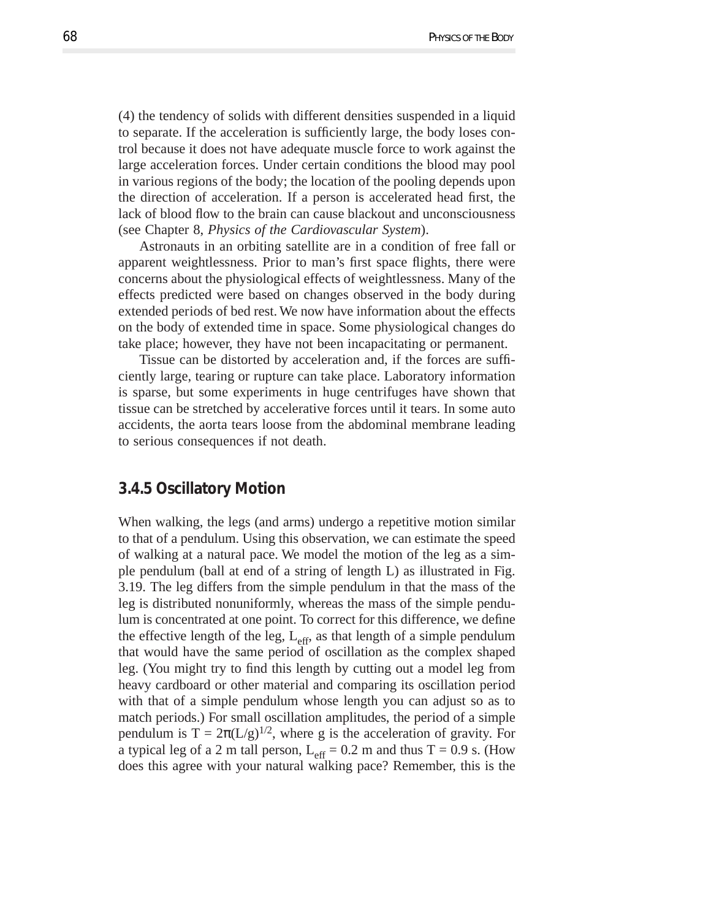(4) the tendency of solids with different densities suspended in a liquid to separate. If the acceleration is sufficiently large, the body loses control because it does not have adequate muscle force to work against the large acceleration forces. Under certain conditions the blood may pool in various regions of the body; the location of the pooling depends upon the direction of acceleration. If a person is accelerated head first, the lack of blood flow to the brain can cause blackout and unconsciousness (see Chapter 8, *Physics of the Cardiovascular System*).

Astronauts in an orbiting satellite are in a condition of free fall or apparent weightlessness. Prior to man's first space flights, there were concerns about the physiological effects of weightlessness. Many of the effects predicted were based on changes observed in the body during extended periods of bed rest. We now have information about the effects on the body of extended time in space. Some physiological changes do take place; however, they have not been incapacitating or permanent.

Tissue can be distorted by acceleration and, if the forces are sufficiently large, tearing or rupture can take place. Laboratory information is sparse, but some experiments in huge centrifuges have shown that tissue can be stretched by accelerative forces until it tears. In some auto accidents, the aorta tears loose from the abdominal membrane leading to serious consequences if not death.

### 3.4.5 Oscillatory Motion

When walking, the legs (and arms) undergo a repetitive motion similar to that of a pendulum. Using this observation, we can estimate the speed of walking at a natural pace. We model the motion of the leg as a simple pendulum (ball at end of a string of length L) as illustrated in Fig. 3.19. The leg differs from the simple pendulum in that the mass of the leg is distributed nonuniformly, whereas the mass of the simple pendulum is concentrated at one point. To correct for this difference, we define the effective length of the leg, $L_{eff}$, as that length of a simple pendulum that would have the same period of oscillation as the complex shaped leg. (You might try to find this length by cutting out a model leg from heavy cardboard or other material and comparing its oscillation period with that of a simple pendulum whose length you can adjust so as to match periods.) For small oscillation amplitudes, the period of a simple pendulum is $T = 2\pi(L/g)^{1/2}$, where g is the acceleration of gravity. For a typical leg of a 2 m tall person, $L_{eff} = 0.2$ m and thus $T = 0.9$ s. (How does this agree with your natural walking pace? Remember, this is the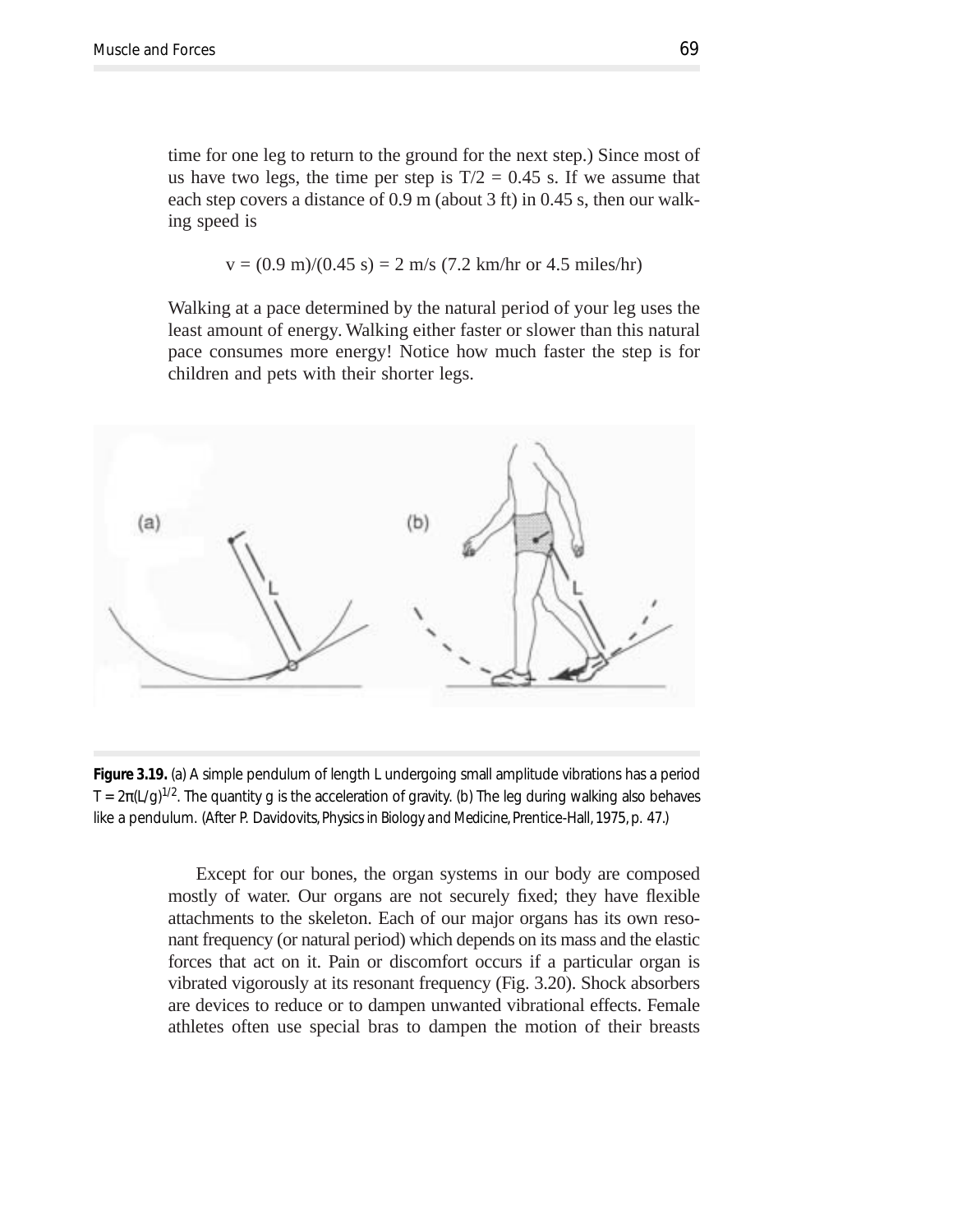time for one leg to return to the ground for the next step.) Since most of us have two legs, the time per step is $T/2 = 0.45$ s. If we assume that each step covers a distance of 0.9 m (about 3 ft) in 0.45 s, then our walking speed is

$$v = (0.9 \text{ m})/(0.45 \text{ s}) = 2 \text{ m/s } (7.2 \text{ km/hr or } 4.5 \text{ miles/hr})$$

Walking at a pace determined by the natural period of your leg uses the least amount of energy. Walking either faster or slower than this natural pace consumes more energy! Notice how much faster the step is for children and pets with their shorter legs.

(a)

L

(b)

L

**Figure 3.19.** (a) A simple pendulum of length L undergoing small amplitude vibrations has a period $T = 2\pi(L/g)^{1/2}$. The quantity g is the acceleration of gravity. (b) The leg during walking also behaves like a pendulum. (After P. Davidovits, *Physics in Biology and Medicine*, Prentice-Hall, 1975, p. 47.)

Except for our bones, the organ systems in our body are composed mostly of water. Our organs are not securely fixed; they have flexible attachments to the skeleton. Each of our major organs has its own resonant frequency (or natural period) which depends on its mass and the elastic forces that act on it. Pain or discomfort occurs if a particular organ is vibrated vigorously at its resonant frequency (Fig. 3.20). Shock absorbers are devices to reduce or to dampen unwanted vibrational effects. Female athletes often use special bras to dampen the motion of their breasts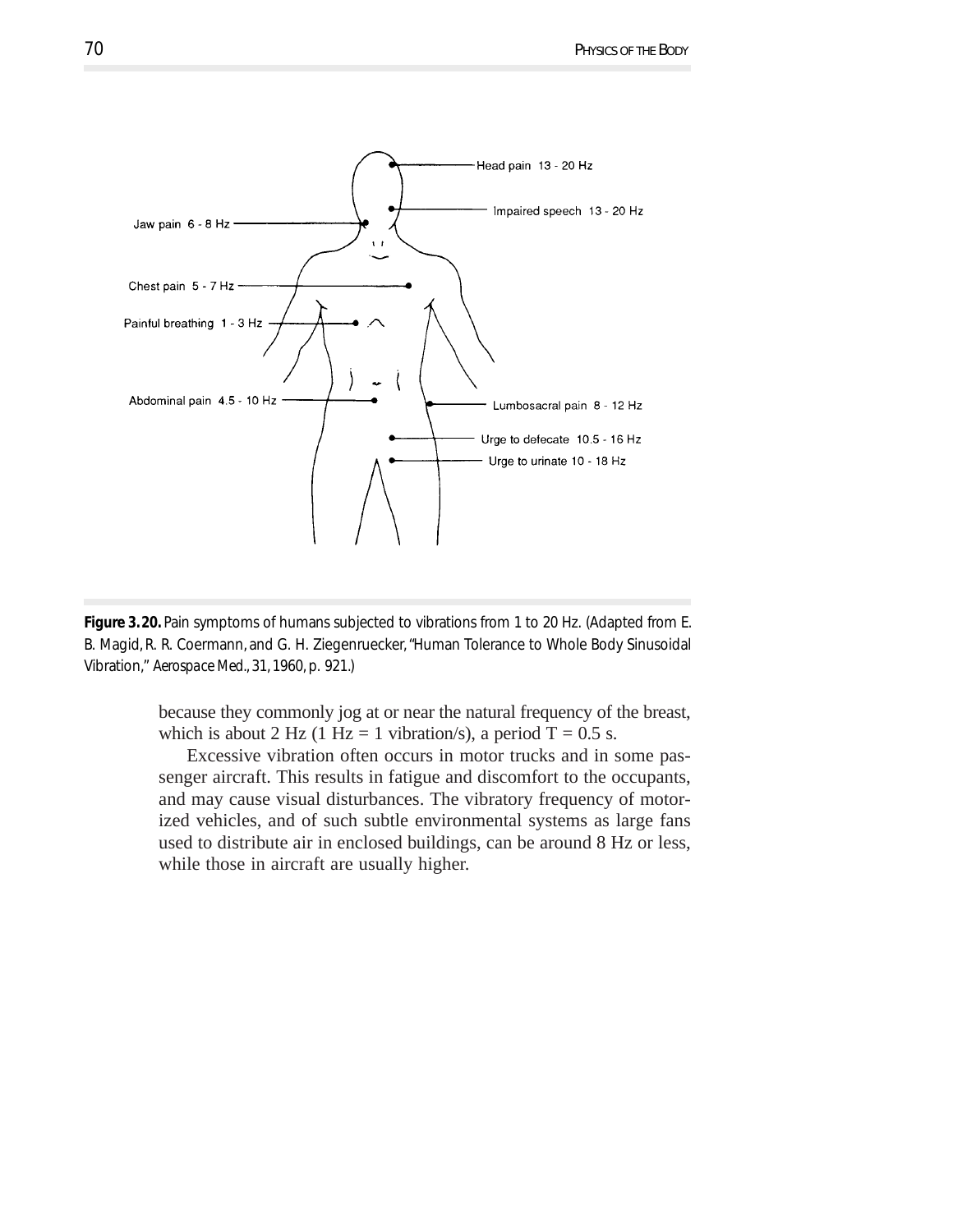Head pain 13 - 20 Hz

Impaired speech 13 - 20 Hz

Jaw pain 6 - 8 Hz

Chest pain 5 - 7 Hz

Painful breathing 1 - 3 Hz

Abdominal pain 4.5 - 10 Hz

Lumbosacral pain 8 - 12 Hz

Urge to defecate 10.5 - 16 Hz

Urge to urinate 10 - 18 Hz

**Figure 3.20.** Pain symptoms of humans subjected to vibrations from 1 to 20 Hz. (Adapted from E. B. Magid, R. R. Coermann, and G. H. Ziegenruecker, "Human Tolerance to Whole Body Sinusoidal Vibration," *Aerospace Med.*, 31, 1960, p. 921.)

because they commonly jog at or near the natural frequency of the breast, which is about 2 Hz (1 Hz = 1 vibration/s), a period T = 0.5 s.

Excessive vibration often occurs in motor trucks and in some passenger aircraft. This results in fatigue and discomfort to the occupants, and may cause visual disturbances. The vibratory frequency of motorized vehicles, and of such subtle environmental systems as large fans used to distribute air in enclosed buildings, can be around 8 Hz or less, while those in aircraft are usually higher.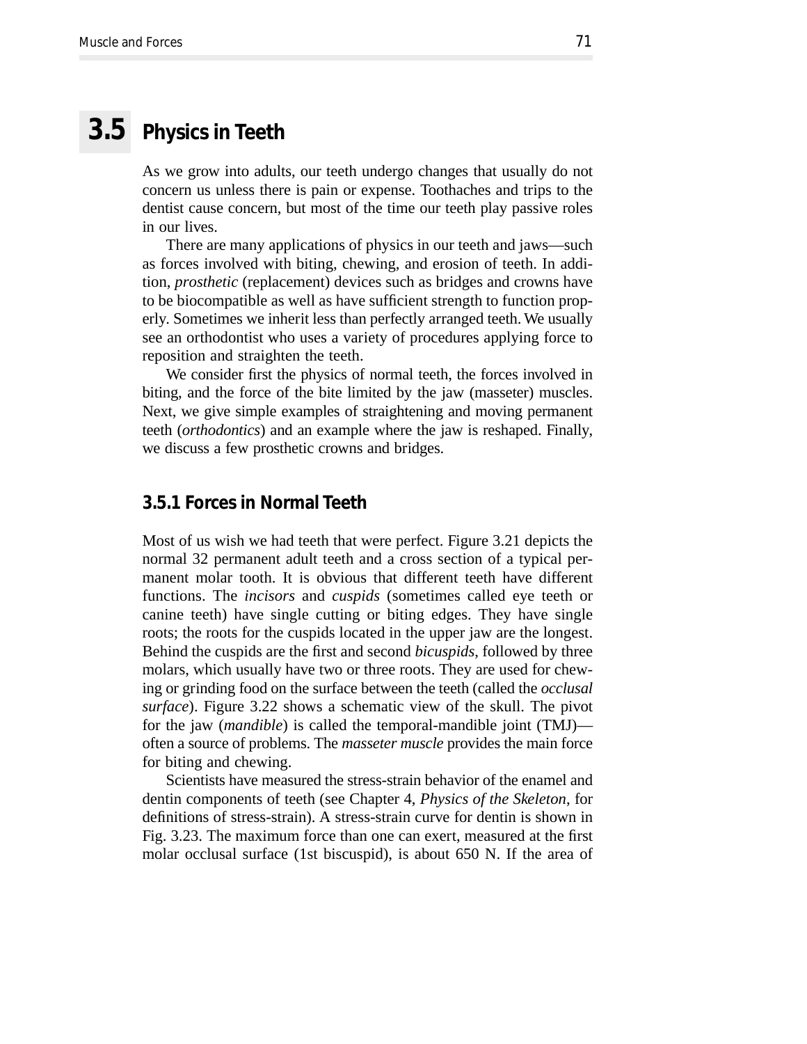## 3.5 Physics in Teeth

As we grow into adults, our teeth undergo changes that usually do not concern us unless there is pain or expense. Toothaches and trips to the dentist cause concern, but most of the time our teeth play passive roles in our lives.

There are many applications of physics in our teeth and jaws—such as forces involved with biting, chewing, and erosion of teeth. In addition, *prosthetic* (replacement) devices such as bridges and crowns have to be biocompatible as well as have sufficient strength to function properly. Sometimes we inherit less than perfectly arranged teeth. We usually see an orthodontist who uses a variety of procedures applying force to reposition and straighten the teeth.

We consider first the physics of normal teeth, the forces involved in biting, and the force of the bite limited by the jaw (masseter) muscles. Next, we give simple examples of straightening and moving permanent teeth (*orthodontics*) and an example where the jaw is reshaped. Finally, we discuss a few prosthetic crowns and bridges.

### 3.5.1 Forces in Normal Teeth

Most of us wish we had teeth that were perfect. Figure 3.21 depicts the normal 32 permanent adult teeth and a cross section of a typical permanent molar tooth. It is obvious that different teeth have different functions. The *incisors* and *cuspids* (sometimes called eye teeth or canine teeth) have single cutting or biting edges. They have single roots; the roots for the cuspids located in the upper jaw are the longest. Behind the cuspids are the first and second *bicuspids*, followed by three molars, which usually have two or three roots. They are used for chewing or grinding food on the surface between the teeth (called the *occlusal surface*). Figure 3.22 shows a schematic view of the skull. The pivot for the jaw (*mandible*) is called the temporal-mandible joint (TMJ)—often a source of problems. The *masseter muscle* provides the main force for biting and chewing.

Scientists have measured the stress-strain behavior of the enamel and dentin components of teeth (see Chapter 4, *Physics of the Skeleton*, for definitions of stress-strain). A stress-strain curve for dentin is shown in Fig. 3.23. The maximum force than one can exert, measured at the first molar occlusal surface (1st biscuspid), is about 650 N. If the area of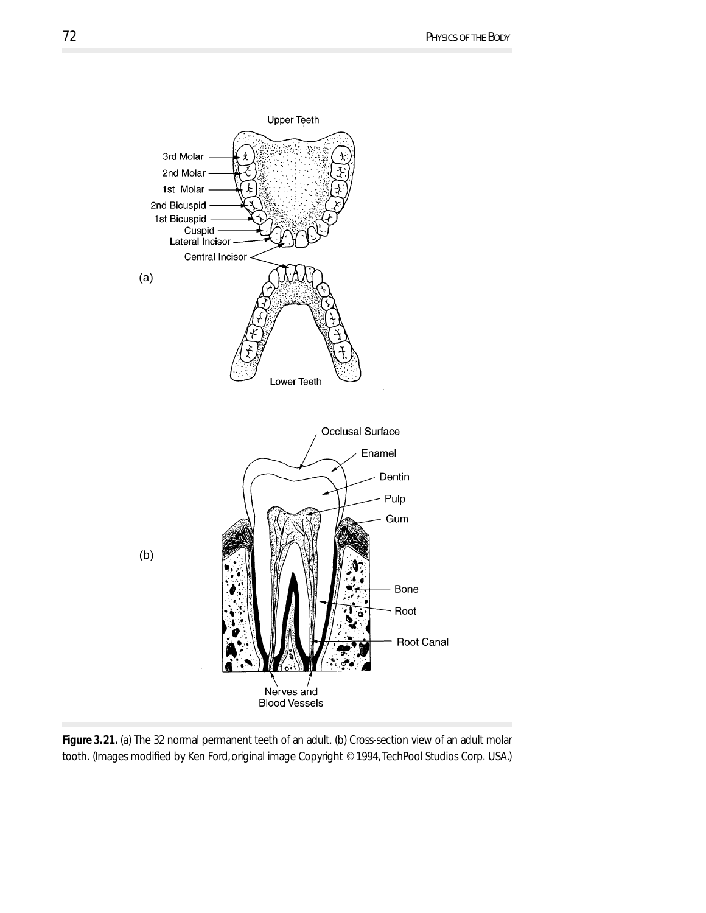Upper Teeth

3rd Molar
2nd Molar
1st Molar
2nd Bicuspid
1st Bicuspid
Cuspid
Lateral Incisor
Central Incisor

(a)

Lower Teeth

Occlusal Surface
Enamel
Dentin
Pulp
Gum

(b)

Bone
Root
Root Canal

Nerves and
Blood Vessels

**Figure 3.21.** (a) The 32 normal permanent teeth of an adult. (b) Cross-section view of an adult molar tooth. (Images modified by Ken Ford, original image Copyright © 1994, TechPool Studios Corp. USA.)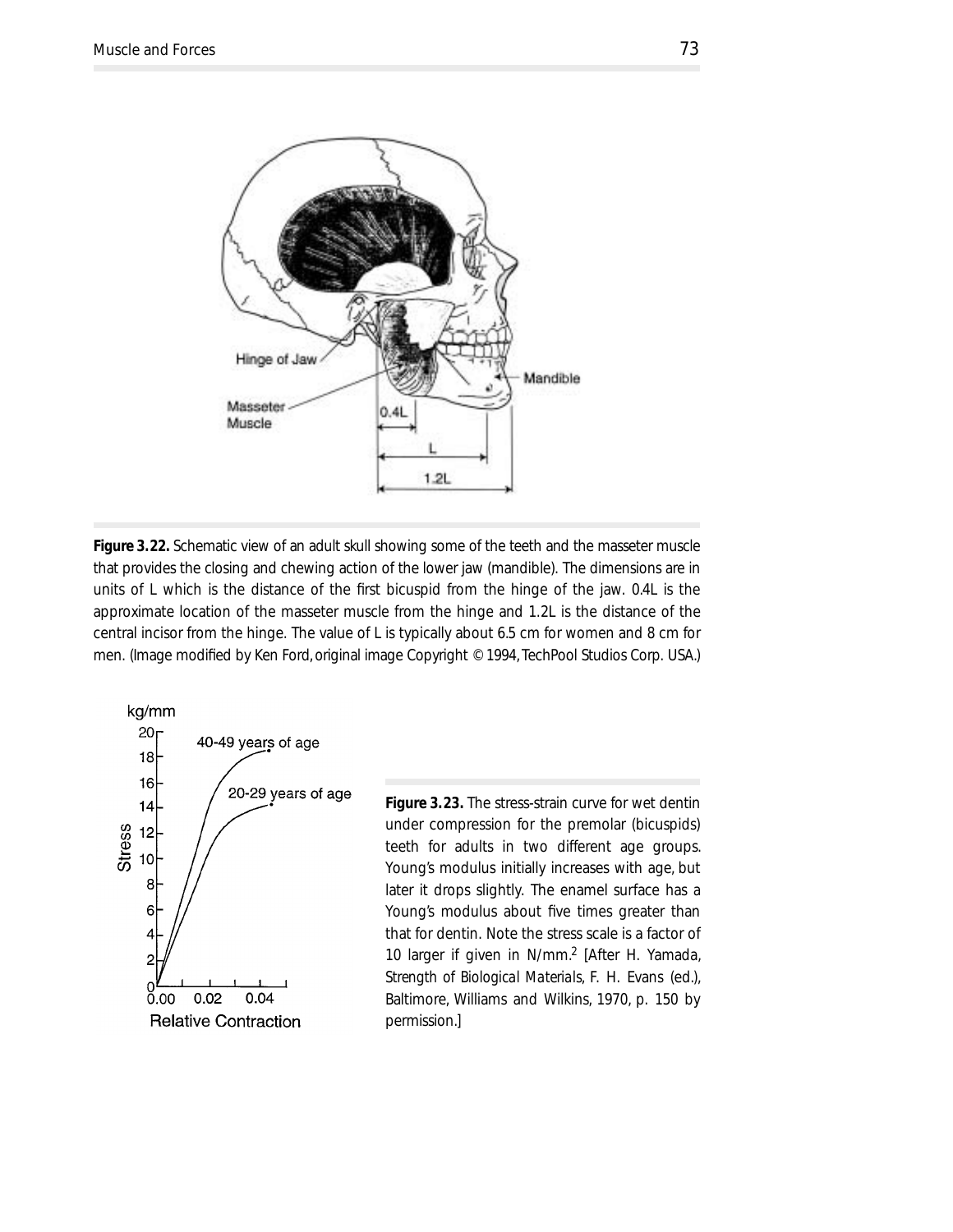Hinge of Jaw

Mandible

Masseter Muscle

0.4L

L

1.2L

**Figure 3.22.** Schematic view of an adult skull showing some of the teeth and the masseter muscle that provides the closing and chewing action of the lower jaw (mandible). The dimensions are in units of L which is the distance of the first bicuspid from the hinge of the jaw. 0.4L is the approximate location of the masseter muscle from the hinge and 1.2L is the distance of the central incisor from the hinge. The value of L is typically about 6.5 cm for women and 8 cm for men. (Image modified by Ken Ford, original image Copyright © 1994, TechPool Studios Corp. USA.)

kg/mm

Stress

20

18

16

14

12

10

8

6

4

2

0

40-49 years of age

20-29 years of age

0.00 0.02 0.04

Relative Contraction

**Figure 3.23.** The stress-strain curve for wet dentin under compression for the premolar (bicuspids) teeth for adults in two different age groups. Young's modulus initially increases with age, but later it drops slightly. The enamel surface has a Young's modulus about five times greater than that for dentin. Note the stress scale is a factor of 10 larger if given in $N/mm^2$. [After H. Yamada, *Strength of Biological Materials*, F. H. Evans (ed.), Baltimore, Williams and Wilkins, 1970, p. 150 by permission.]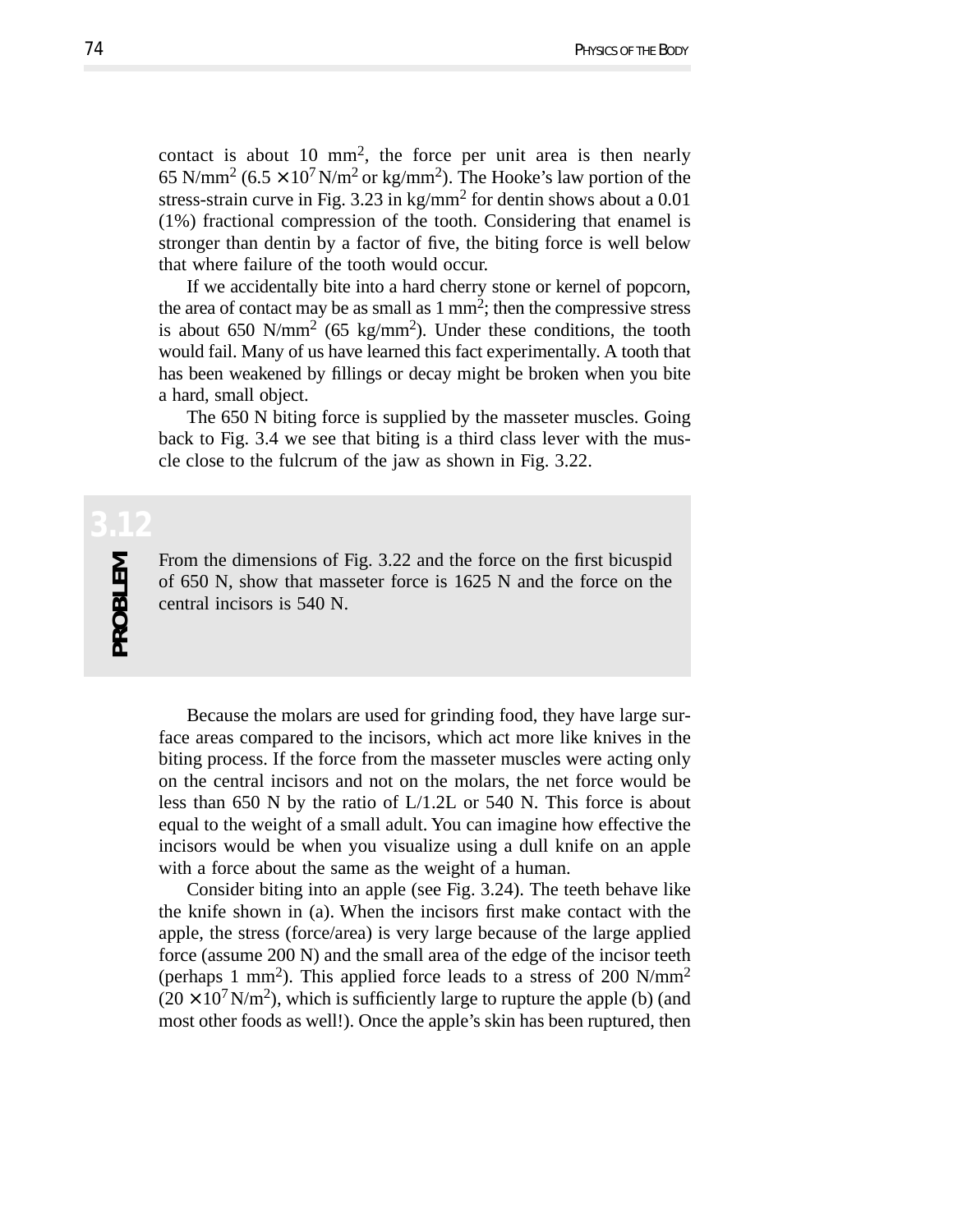contact is about 10 $mm^2$, the force per unit area is then nearly 65 $N/mm^2$ ($6.5 \times 10^7$ $N/m^2$ or $kg/mm^2$). The Hooke's law portion of the stress-strain curve in Fig. 3.23 in $kg/mm^2$ for dentin shows about a 0.01 (1%) fractional compression of the tooth. Considering that enamel is stronger than dentin by a factor of five, the biting force is well below that where failure of the tooth would occur.

If we accidentally bite into a hard cherry stone or kernel of popcorn, the area of contact may be as small as 1 $mm^2$; then the compressive stress is about 650 $N/mm^2$ (65 $kg/mm^2$). Under these conditions, the tooth would fail. Many of us have learned this fact experimentally. A tooth that has been weakened by fillings or decay might be broken when you bite a hard, small object.

The 650 N biting force is supplied by the masseter muscles. Going back to Fig. 3.4 we see that biting is a third class lever with the muscle close to the fulcrum of the jaw as shown in Fig. 3.22.

**PROBLEM 3.12**

From the dimensions of Fig. 3.22 and the force on the first bicuspid of 650 N, show that masseter force is 1625 N and the force on the central incisors is 540 N.

Because the molars are used for grinding food, they have large surface areas compared to the incisors, which act more like knives in the biting process. If the force from the masseter muscles were acting only on the central incisors and not on the molars, the net force would be less than 650 N by the ratio of L/1.2L or 540 N. This force is about equal to the weight of a small adult. You can imagine how effective the incisors would be when you visualize using a dull knife on an apple with a force about the same as the weight of a human.

Consider biting into an apple (see Fig. 3.24). The teeth behave like the knife shown in (a). When the incisors first make contact with the apple, the stress (force/area) is very large because of the large applied force (assume 200 N) and the small area of the edge of the incisor teeth (perhaps 1 $mm^2$). This applied force leads to a stress of 200 $N/mm^2$ ($20 \times 10^7$ $N/m^2$), which is sufficiently large to rupture the apple (b) (and most other foods as well!). Once the apple's skin has been ruptured, then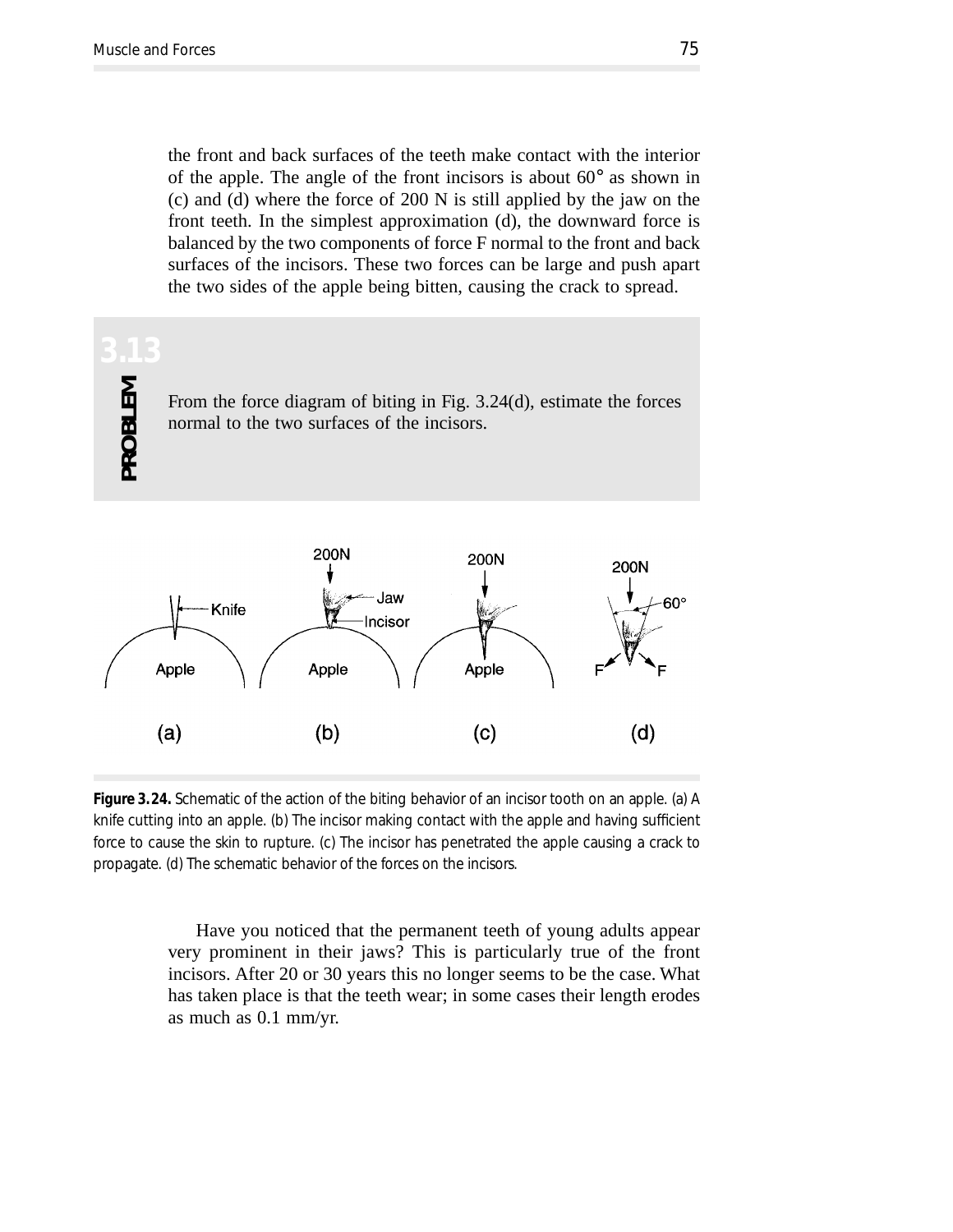the front and back surfaces of the teeth make contact with the interior of the apple. The angle of the front incisors is about 60° as shown in (c) and (d) where the force of 200 N is still applied by the jaw on the front teeth. In the simplest approximation (d), the downward force is balanced by the two components of force F normal to the front and back surfaces of the incisors. These two forces can be large and push apart the two sides of the apple being bitten, causing the crack to spread.

**PROBLEM 3.13**

From the force diagram of biting in Fig. 3.24(d), estimate the forces normal to the two surfaces of the incisors.

200N

Knife

Apple

(a)

200N

Jaw

Incisor

Apple

(b)

200N

Apple

(c)

200N

60°

F

F

(d)

**Figure 3.24.** Schematic of the action of the biting behavior of an incisor tooth on an apple. (a) A knife cutting into an apple. (b) The incisor making contact with the apple and having sufficient force to cause the skin to rupture. (c) The incisor has penetrated the apple causing a crack to propagate. (d) The schematic behavior of the forces on the incisors.

Have you noticed that the permanent teeth of young adults appear very prominent in their jaws? This is particularly true of the front incisors. After 20 or 30 years this no longer seems to be the case. What has taken place is that the teeth wear; in some cases their length erodes as much as 0.1 mm/yr.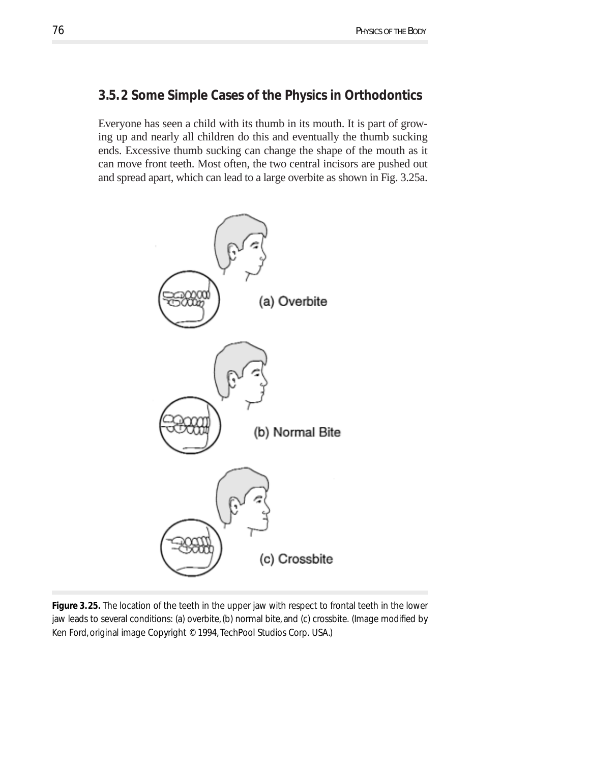### 3.5.2 Some Simple Cases of the Physics in Orthodontics

Everyone has seen a child with its thumb in its mouth. It is part of growing up and nearly all children do this and eventually the thumb sucking ends. Excessive thumb sucking can change the shape of the mouth as it can move front teeth. Most often, the two central incisors are pushed out and spread apart, which can lead to a large overbite as shown in Fig. 3.25a.

(a) Overbite

(b) Normal Bite

(c) Crossbite

**Figure 3.25.** The location of the teeth in the upper jaw with respect to frontal teeth in the lower jaw leads to several conditions: (a) overbite, (b) normal bite, and (c) crossbite. (Image modified by Ken Ford, original image Copyright © 1994, TechPool Studios Corp. USA.)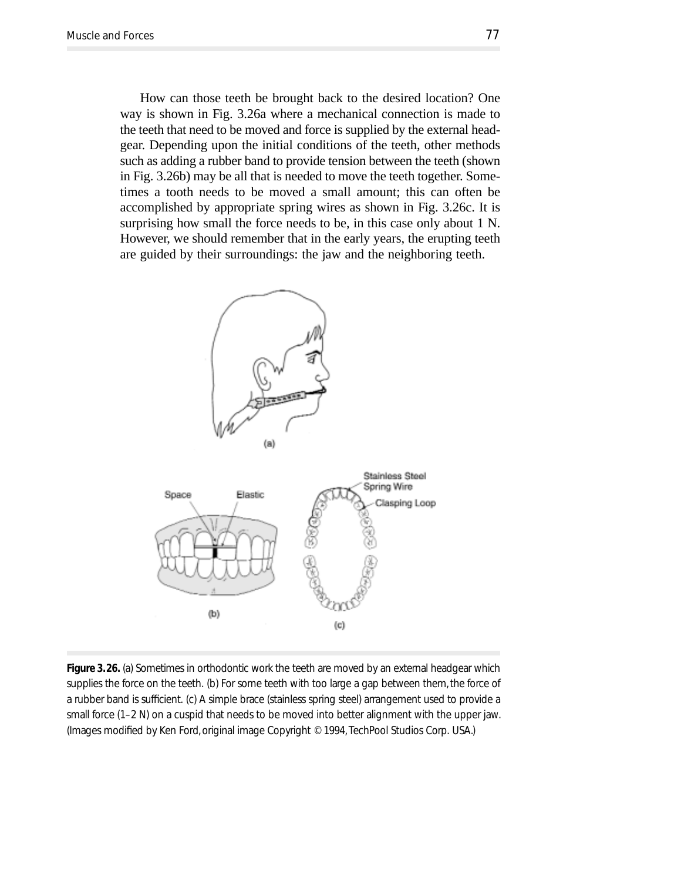How can those teeth be brought back to the desired location? One way is shown in Fig. 3.26a where a mechanical connection is made to the teeth that need to be moved and force is supplied by the external headgear. Depending upon the initial conditions of the teeth, other methods such as adding a rubber band to provide tension between the teeth (shown in Fig. 3.26b) may be all that is needed to move the teeth together. Sometimes a tooth needs to be moved a small amount; this can often be accomplished by appropriate spring wires as shown in Fig. 3.26c. It is surprising how small the force needs to be, in this case only about 1 N. However, we should remember that in the early years, the erupting teeth are guided by their surroundings: the jaw and the neighboring teeth.

(a)

Space

Elastic

(b)

Stainless Steel Spring Wire

Clasping Loop

(c)

**Figure 3.26.** (a) Sometimes in orthodontic work the teeth are moved by an external headgear which supplies the force on the teeth. (b) For some teeth with too large a gap between them, the force of a rubber band is sufficient. (c) A simple brace (stainless spring steel) arrangement used to provide a small force (1–2 N) on a cuspid that needs to be moved into better alignment with the upper jaw. (Images modified by Ken Ford, original image Copyright © 1994, TechPool Studios Corp. USA.)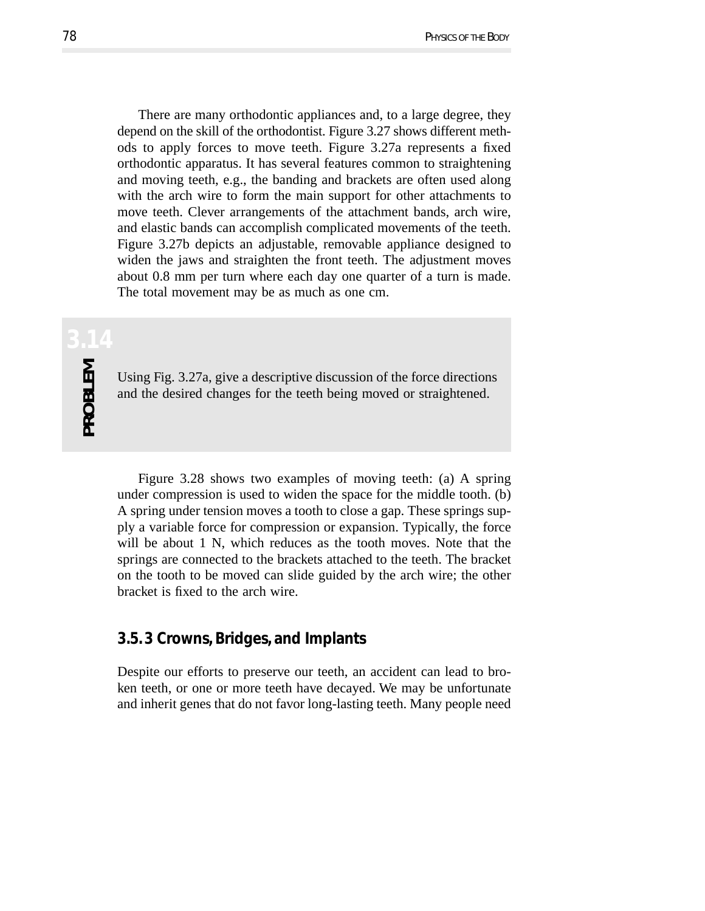There are many orthodontic appliances and, to a large degree, they depend on the skill of the orthodontist. Figure 3.27 shows different methods to apply forces to move teeth. Figure 3.27a represents a fixed orthodontic apparatus. It has several features common to straightening and moving teeth, e.g., the banding and brackets are often used along with the arch wire to form the main support for other attachments to move teeth. Clever arrangements of the attachment bands, arch wire, and elastic bands can accomplish complicated movements of the teeth. Figure 3.27b depicts an adjustable, removable appliance designed to widen the jaws and straighten the front teeth. The adjustment moves about 0.8 mm per turn where each day one quarter of a turn is made. The total movement may be as much as one cm.

**PROBLEM 3.14**

Using Fig. 3.27a, give a descriptive discussion of the force directions and the desired changes for the teeth being moved or straightened.

Figure 3.28 shows two examples of moving teeth: (a) A spring under compression is used to widen the space for the middle tooth. (b) A spring under tension moves a tooth to close a gap. These springs supply a variable force for compression or expansion. Typically, the force will be about 1 N, which reduces as the tooth moves. Note that the springs are connected to the brackets attached to the teeth. The bracket on the tooth to be moved can slide guided by the arch wire; the other bracket is fixed to the arch wire.

### 3.5.3 Crowns, Bridges, and Implants

Despite our efforts to preserve our teeth, an accident can lead to broken teeth, or one or more teeth have decayed. We may be unfortunate and inherit genes that do not favor long-lasting teeth. Many people need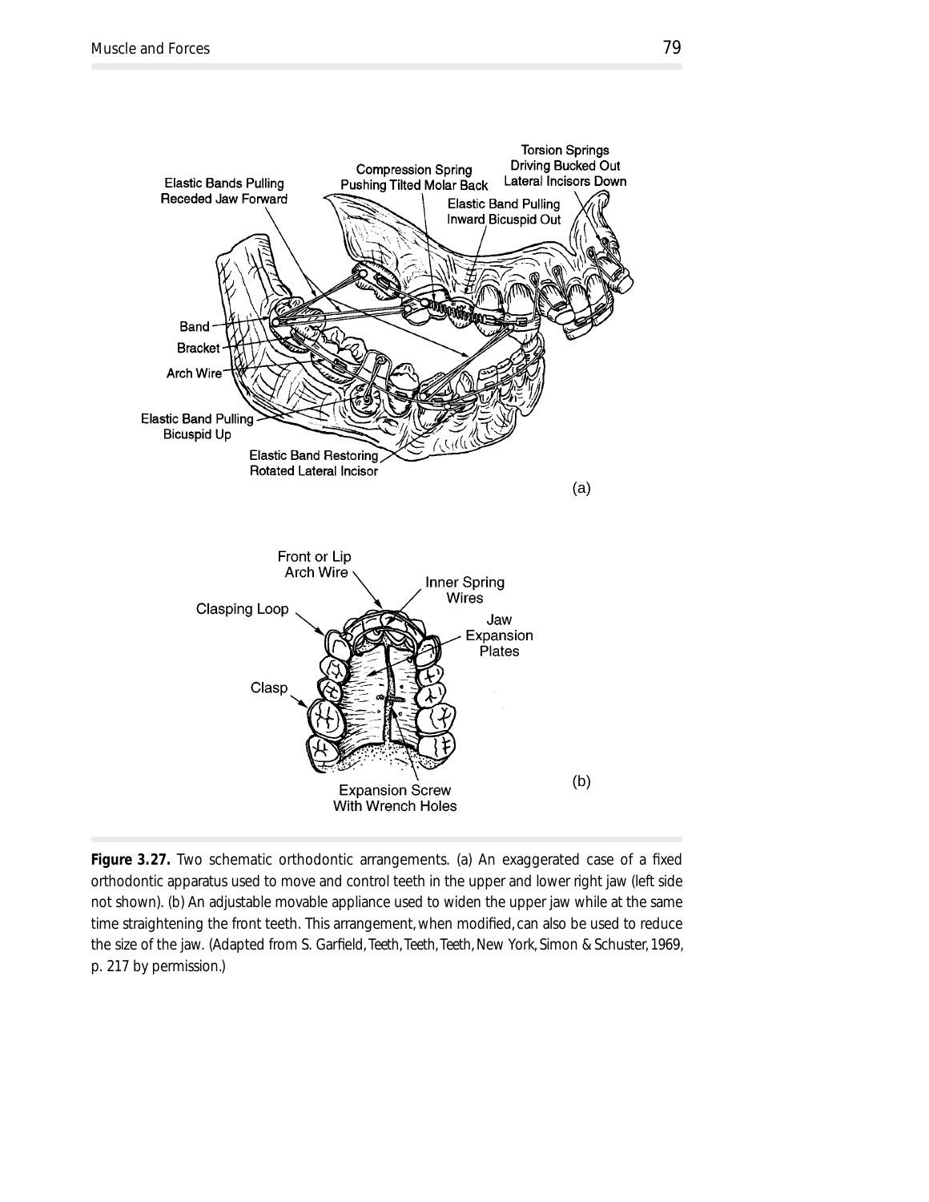Elastic Bands Pulling Receded Jaw Forward

Compression Spring Pushing Tilted Molar Back

Torsion Springs Driving Bucked Out Lateral Incisors Down

Elastic Band Pulling Inward Bicuspid Out

Band

Bracket

Arch Wire

Elastic Band Pulling Bicuspid Up

Elastic Band Restoring Rotated Lateral Incisor

(a)

Front or Lip Arch Wire

Inner Spring Wires

Clasping Loop

Jaw Expansion Plates

Clasp

Expansion Screw With Wrench Holes

(b)

**Figure 3.27.** Two schematic orthodontic arrangements. (a) An exaggerated case of a fixed orthodontic apparatus used to move and control teeth in the upper and lower right jaw (left side not shown). (b) An adjustable movable appliance used to widen the upper jaw while at the same time straightening the front teeth. This arrangement, when modified, can also be used to reduce the size of the jaw. (Adapted from S. Garfield, Teeth, Teeth, Teeth, New York, Simon & Schuster, 1969, p. 217 by permission.)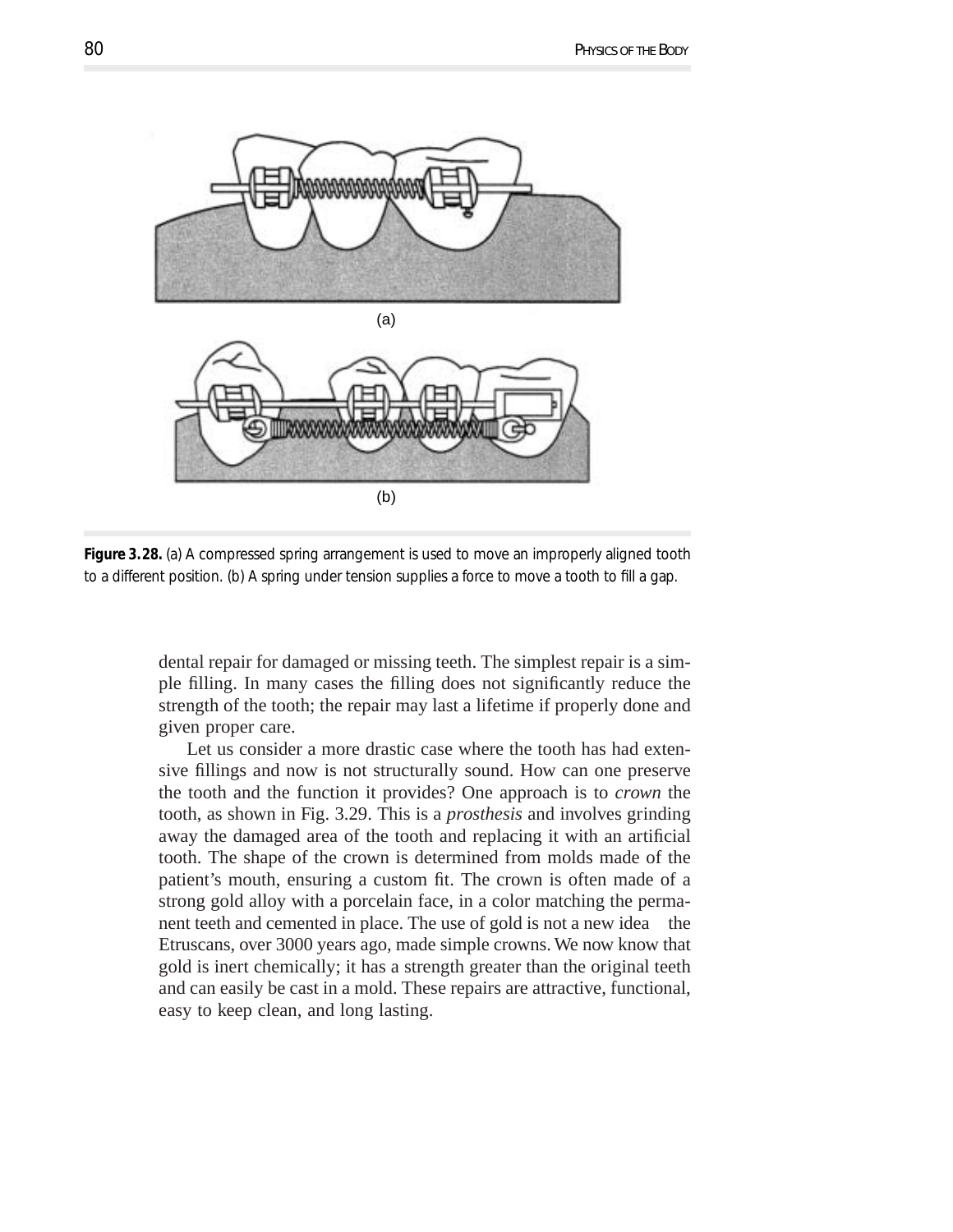(a)

(b)

**Figure 3.28.** (a) A compressed spring arrangement is used to move an improperly aligned tooth to a different position. (b) A spring under tension supplies a force to move a tooth to fill a gap.

dental repair for damaged or missing teeth. The simplest repair is a simple filling. In many cases the filling does not significantly reduce the strength of the tooth; the repair may last a lifetime if properly done and given proper care.

Let us consider a more drastic case where the tooth has had extensive fillings and now is not structurally sound. How can one preserve the tooth and the function it provides? One approach is to *crown* the tooth, as shown in Fig. 3.29. This is a *prosthesis* and involves grinding away the damaged area of the tooth and replacing it with an artificial tooth. The shape of the crown is determined from molds made of the patient's mouth, ensuring a custom fit. The crown is often made of a strong gold alloy with a porcelain face, in a color matching the permanent teeth and cemented in place. The use of gold is not a new idea the Etruscans, over 3000 years ago, made simple crowns. We now know that gold is inert chemically; it has a strength greater than the original teeth and can easily be cast in a mold. These repairs are attractive, functional, easy to keep clean, and long lasting.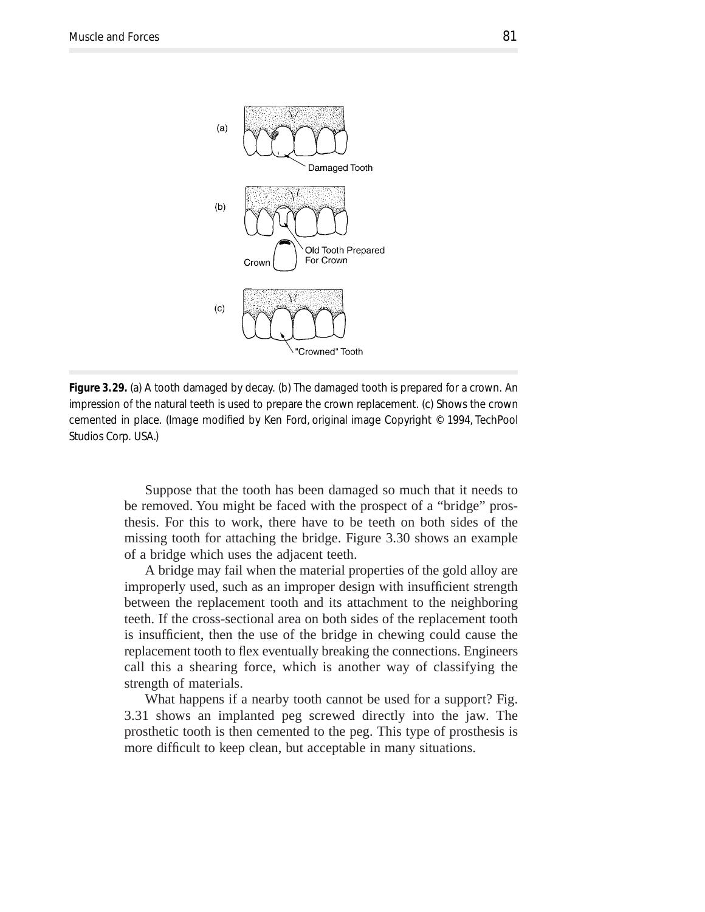(a)

Damaged Tooth

(b)

Old Tooth Prepared
For Crown

Crown

(c)

"Crowned" Tooth

**Figure 3.29.** (a) A tooth damaged by decay. (b) The damaged tooth is prepared for a crown. An impression of the natural teeth is used to prepare the crown replacement. (c) Shows the crown cemented in place. (Image modified by Ken Ford, original image Copyright © 1994, TechPool Studios Corp. USA.)

Suppose that the tooth has been damaged so much that it needs to be removed. You might be faced with the prospect of a "bridge" prosthesis. For this to work, there have to be teeth on both sides of the missing tooth for attaching the bridge. Figure 3.30 shows an example of a bridge which uses the adjacent teeth.

A bridge may fail when the material properties of the gold alloy are improperly used, such as an improper design with insufficient strength between the replacement tooth and its attachment to the neighboring teeth. If the cross-sectional area on both sides of the replacement tooth is insufficient, then the use of the bridge in chewing could cause the replacement tooth to flex eventually breaking the connections. Engineers call this a shearing force, which is another way of classifying the strength of materials.

What happens if a nearby tooth cannot be used for a support? Fig. 3.31 shows an implanted peg screwed directly into the jaw. The prosthetic tooth is then cemented to the peg. This type of prosthesis is more difficult to keep clean, but acceptable in many situations.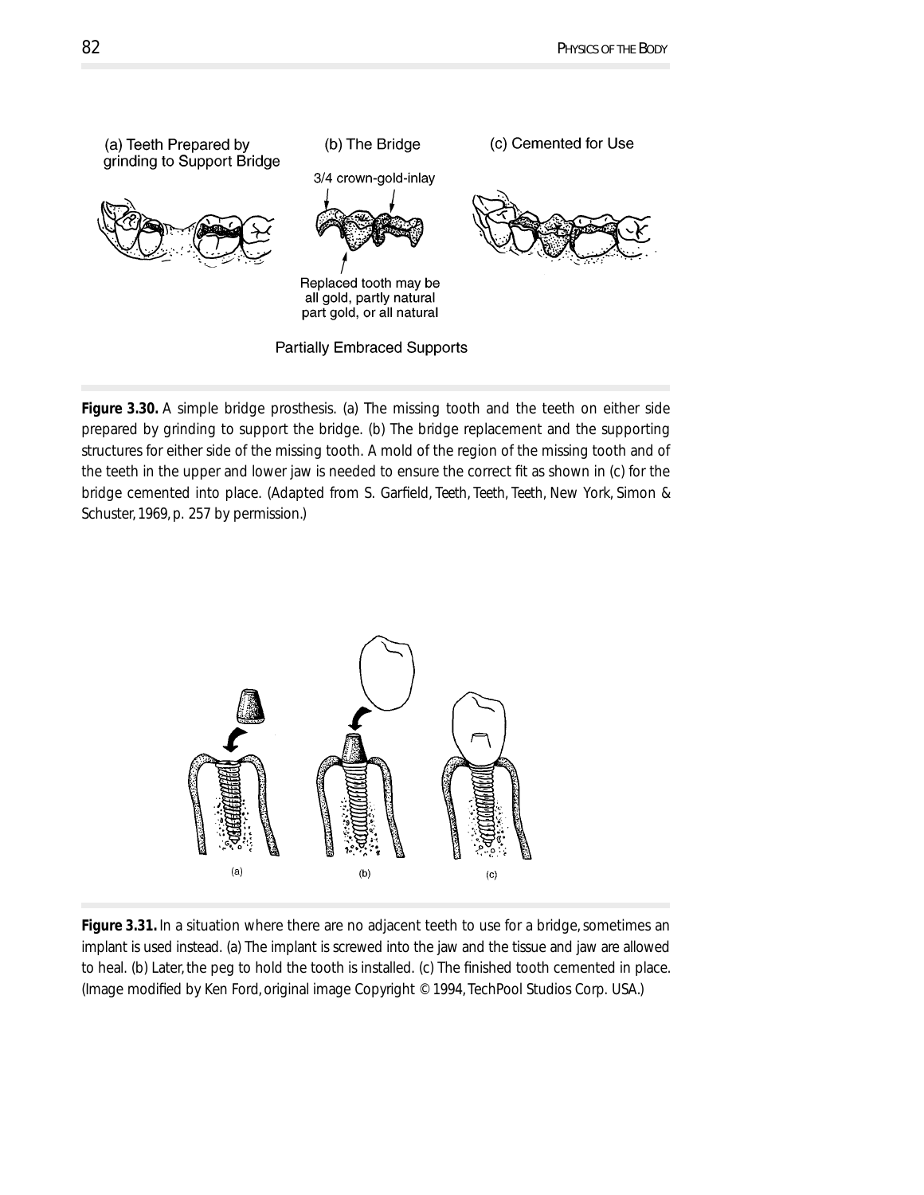(a) Teeth Prepared by grinding to Support Bridge

(b) The Bridge

3/4 crown-gold-inlay

Replaced tooth may be all gold, partly natural part gold, or all natural

(c) Cemented for Use

Partially Embraced Supports

**Figure 3.30.** A simple bridge prosthesis. (a) The missing tooth and the teeth on either side prepared by grinding to support the bridge. (b) The bridge replacement and the supporting structures for either side of the missing tooth. A mold of the region of the missing tooth and of the teeth in the upper and lower jaw is needed to ensure the correct fit as shown in (c) for the bridge cemented into place. (Adapted from S. Garfield, *Teeth, Teeth, Teeth*, New York, Simon & Schuster, 1969, p. 257 by permission.)

(a)

(b)

(c)

**Figure 3.31.** In a situation where there are no adjacent teeth to use for a bridge, sometimes an implant is used instead. (a) The implant is screwed into the jaw and the tissue and jaw are allowed to heal. (b) Later, the peg to hold the tooth is installed. (c) The finished tooth cemented in place. (Image modified by Ken Ford, original image Copyright © 1994, TechPool Studios Corp. USA.)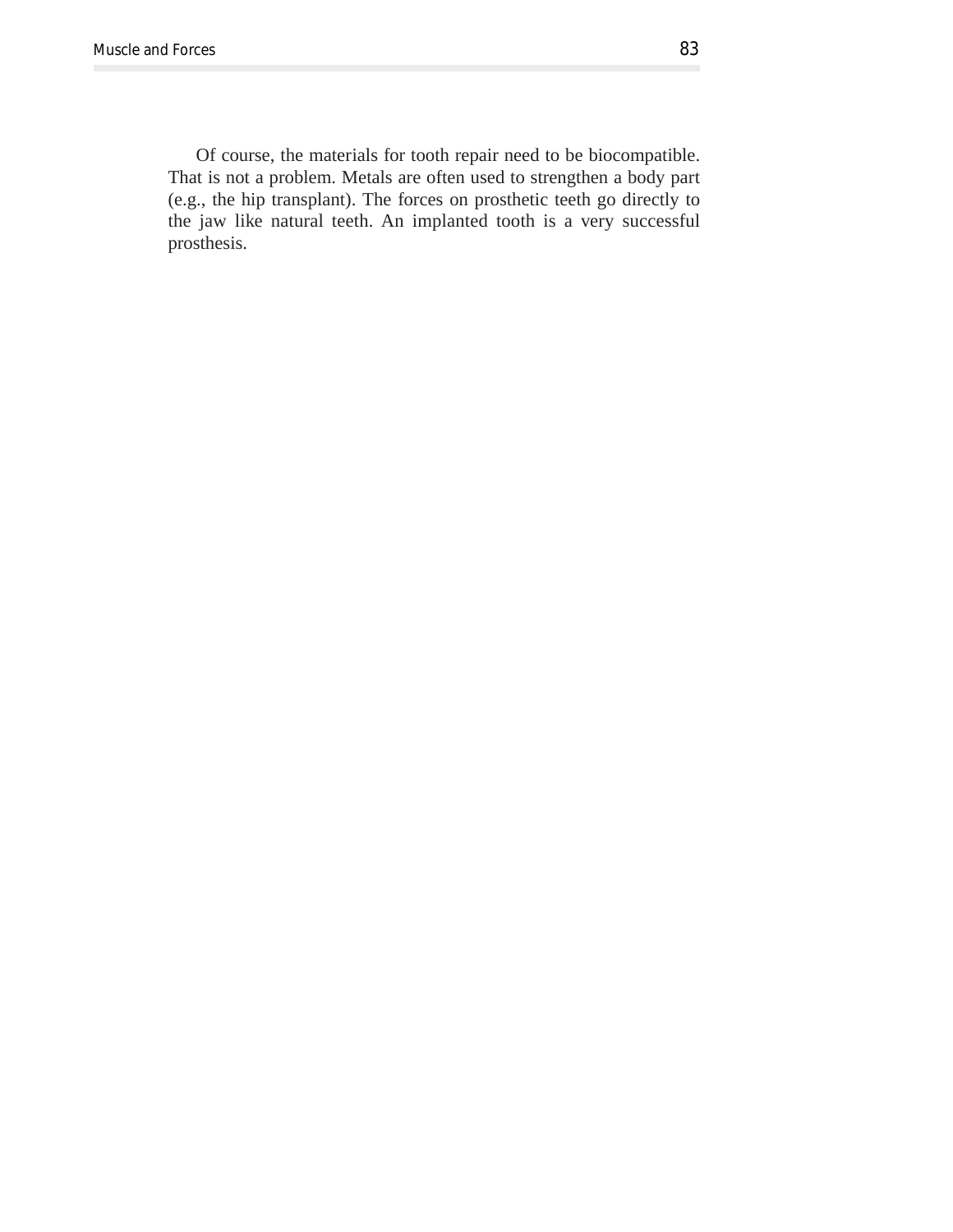Of course, the materials for tooth repair need to be biocompatible. That is not a problem. Metals are often used to strengthen a body part (e.g., the hip transplant). The forces on prosthetic teeth go directly to the jaw like natural teeth. An implanted tooth is a very successful prosthesis.